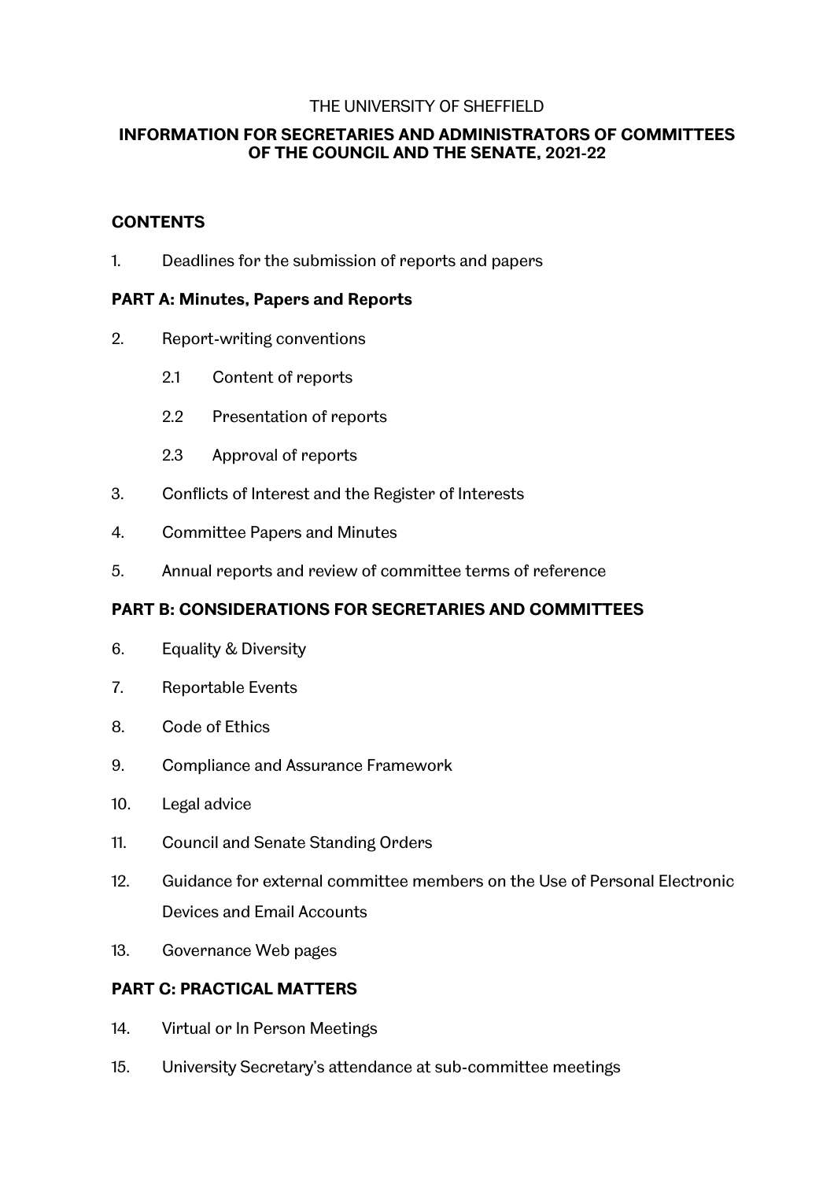THE UNIVERSITY OF SHEFFIELD

# INFORMATION FOR SECRETARIES AND ADMINISTRATORS OF COMMITTEES OF THE COUNCIL AND THE SENATE, 2021-22

## CONTENTS

1. Deadlines for the submission of reports and papers

### PART A: Minutes, Papers and Reports

2. Report-writing conventions
   - 2.1 Content of reports
   - 2.2 Presentation of reports
   - 2.3 Approval of reports
3. Conflicts of Interest and the Register of Interests
4. Committee Papers and Minutes
5. Annual reports and review of committee terms of reference

### PART B: CONSIDERATIONS FOR SECRETARIES AND COMMITTEES

6. Equality & Diversity
7. Reportable Events
8. Code of Ethics
9. Compliance and Assurance Framework
10. Legal advice
11. Council and Senate Standing Orders
12. Guidance for external committee members on the Use of Personal Electronic Devices and Email Accounts
13. Governance Web pages

### PART C: PRACTICAL MATTERS

14. Virtual or In Person Meetings
15. University Secretary's attendance at sub-committee meetings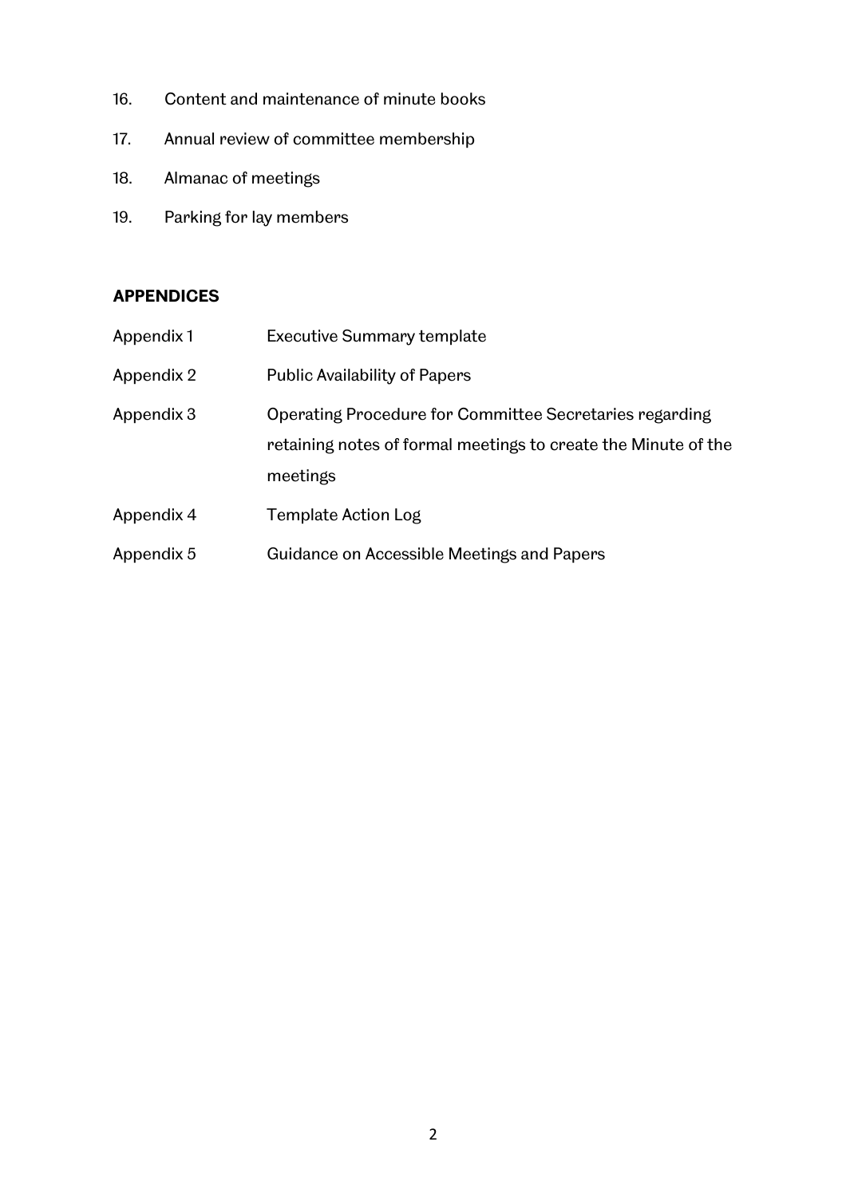16. Content and maintenance of minute books

17. Annual review of committee membership

18. Almanac of meetings

19. Parking for lay members

**APPENDICES**

| | |
|---|---|
| Appendix 1 | Executive Summary template |
| Appendix 2 | Public Availability of Papers |
| Appendix 3 | Operating Procedure for Committee Secretaries regarding retaining notes of formal meetings to create the Minute of the meetings |
| Appendix 4 | Template Action Log |
| Appendix 5 | Guidance on Accessible Meetings and Papers |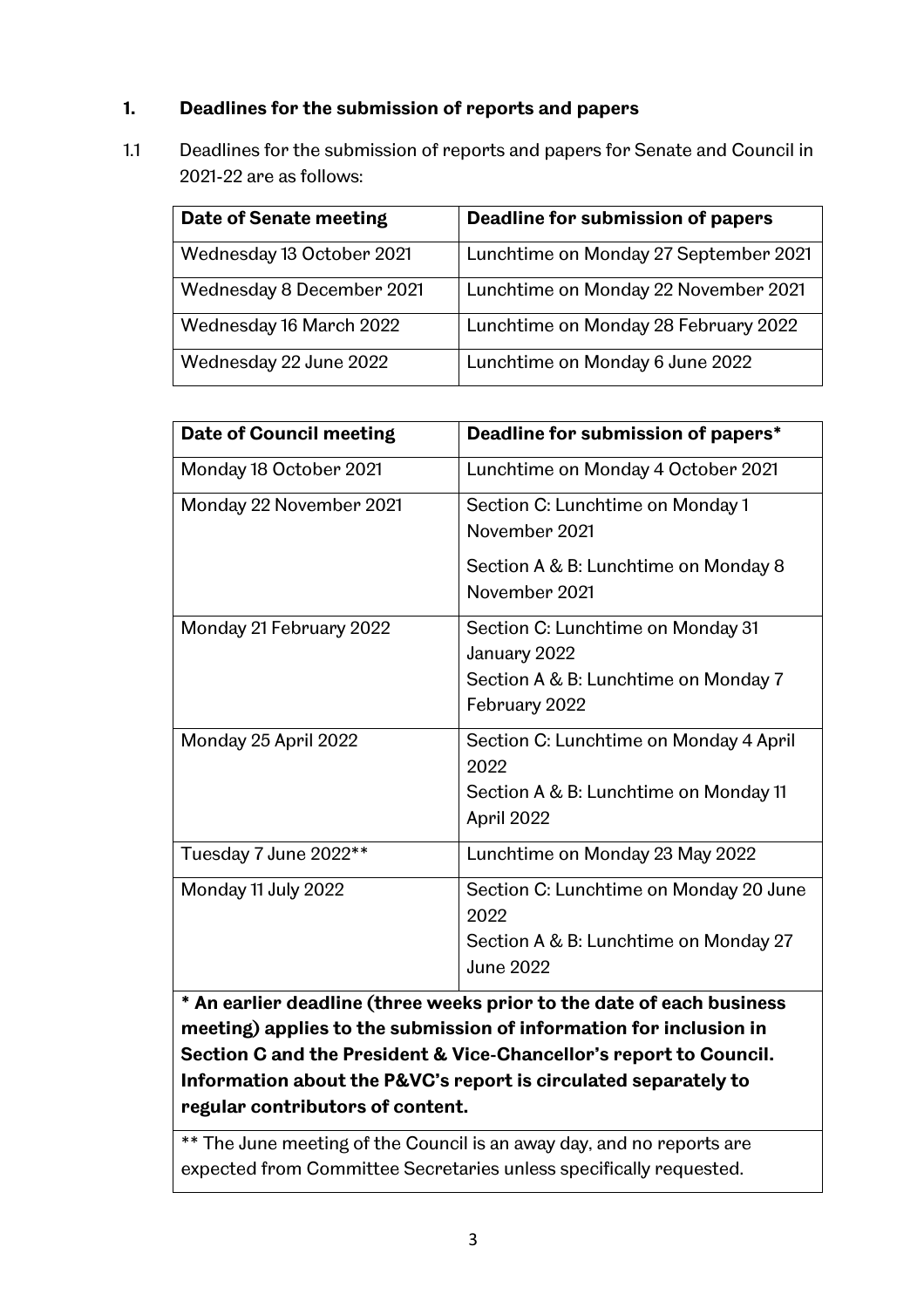## 1. Deadlines for the submission of reports and papers

1.1 Deadlines for the submission of reports and papers for Senate and Council in 2021-22 are as follows:

| Date of Senate meeting | Deadline for submission of papers |
|---|---|
| Wednesday 13 October 2021 | Lunchtime on Monday 27 September 2021 |
| Wednesday 8 December 2021 | Lunchtime on Monday 22 November 2021 |
| Wednesday 16 March 2022 | Lunchtime on Monday 28 February 2022 |
| Wednesday 22 June 2022 | Lunchtime on Monday 6 June 2022 |

| Date of Council meeting | Deadline for submission of papers* |
|---|---|
| Monday 18 October 2021 | Lunchtime on Monday 4 October 2021 |
| Monday 22 November 2021 | Section C: Lunchtime on Monday 1 November 2021<br>Section A & B: Lunchtime on Monday 8 November 2021 |
| Monday 21 February 2022 | Section C: Lunchtime on Monday 31 January 2022<br>Section A & B: Lunchtime on Monday 7 February 2022 |
| Monday 25 April 2022 | Section C: Lunchtime on Monday 4 April 2022<br>Section A & B: Lunchtime on Monday 11 April 2022 |
| Tuesday 7 June 2022** | Lunchtime on Monday 23 May 2022 |
| Monday 11 July 2022 | Section C: Lunchtime on Monday 20 June 2022<br>Section A & B: Lunchtime on Monday 27 June 2022 |

**\* An earlier deadline (three weeks prior to the date of each business meeting) applies to the submission of information for inclusion in Section C and the President & Vice-Chancellor's report to Council. Information about the P&VC's report is circulated separately to regular contributors of content.**

** The June meeting of the Council is an away day, and no reports are expected from Committee Secretaries unless specifically requested.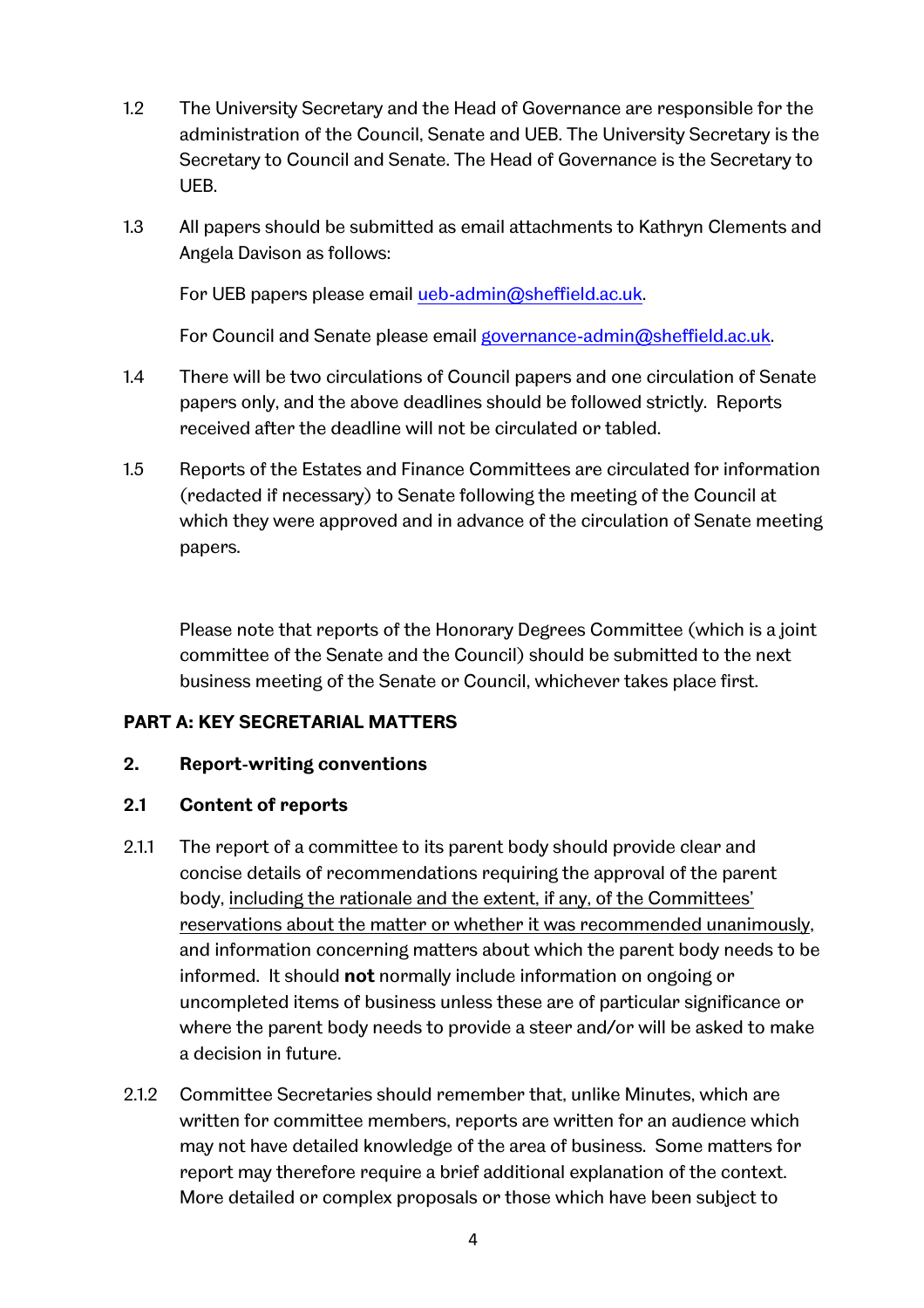1.2 The University Secretary and the Head of Governance are responsible for the administration of the Council, Senate and UEB. The University Secretary is the Secretary to Council and Senate. The Head of Governance is the Secretary to UEB.

1.3 All papers should be submitted as email attachments to Kathryn Clements and Angela Davison as follows:

For UEB papers please email ueb-admin@sheffield.ac.uk.

For Council and Senate please email governance-admin@sheffield.ac.uk.

1.4 There will be two circulations of Council papers and one circulation of Senate papers only, and the above deadlines should be followed strictly. Reports received after the deadline will not be circulated or tabled.

1.5 Reports of the Estates and Finance Committees are circulated for information (redacted if necessary) to Senate following the meeting of the Council at which they were approved and in advance of the circulation of Senate meeting papers.

Please note that reports of the Honorary Degrees Committee (which is a joint committee of the Senate and the Council) should be submitted to the next business meeting of the Senate or Council, whichever takes place first.

## PART A: KEY SECRETARIAL MATTERS

### 2. Report-writing conventions

#### 2.1 Content of reports

2.1.1 The report of a committee to its parent body should provide clear and concise details of recommendations requiring the approval of the parent body, <u>including the rationale and the extent, if any, of the Committees' reservations about the matter or whether it was recommended unanimously</u>, and information concerning matters about which the parent body needs to be informed. It should **not** normally include information on ongoing or uncompleted items of business unless these are of particular significance or where the parent body needs to provide a steer and/or will be asked to make a decision in future.

2.1.2 Committee Secretaries should remember that, unlike Minutes, which are written for committee members, reports are written for an audience which may not have detailed knowledge of the area of business. Some matters for report may therefore require a brief additional explanation of the context. More detailed or complex proposals or those which have been subject to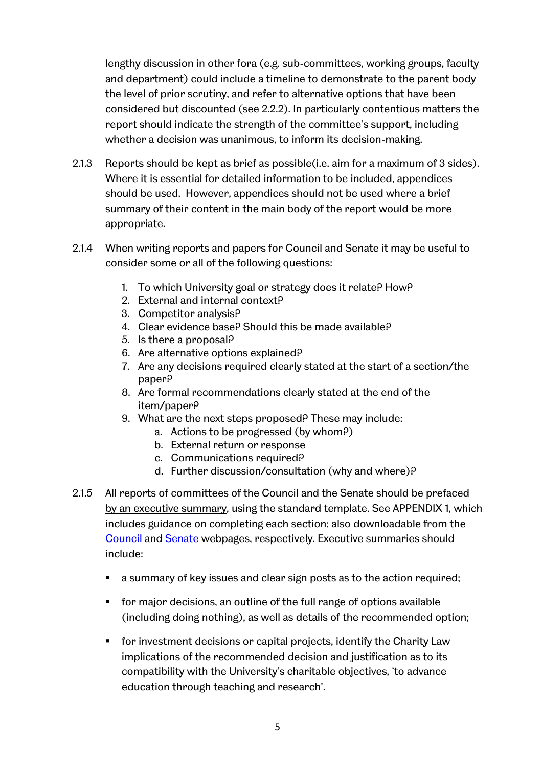lengthy discussion in other fora (e.g. sub-committees, working groups, faculty and department) could include a timeline to demonstrate to the parent body the level of prior scrutiny, and refer to alternative options that have been considered but discounted (see 2.2.2). In particularly contentious matters the report should indicate the strength of the committee's support, including whether a decision was unanimous, to inform its decision-making.

2.1.3 Reports should be kept as brief as possible(i.e. aim for a maximum of 3 sides). Where it is essential for detailed information to be included, appendices should be used. However, appendices should not be used where a brief summary of their content in the main body of the report would be more appropriate.

2.1.4 When writing reports and papers for Council and Senate it may be useful to consider some or all of the following questions:

1. To which University goal or strategy does it relate? How?
2. External and internal context?
3. Competitor analysis?
4. Clear evidence base? Should this be made available?
5. Is there a proposal?
6. Are alternative options explained?
7. Are any decisions required clearly stated at the start of a section/the paper?
8. Are formal recommendations clearly stated at the end of the item/paper?
9. What are the next steps proposed? These may include:
    a. Actions to be progressed (by whom?)
    b. External return or response
    c. Communications required?
    d. Further discussion/consultation (why and where)?

2.1.5 <u>All reports of committees of the Council and the Senate should be prefaced by an executive summary</u>, using the standard template. See APPENDIX 1, which includes guidance on completing each section; also downloadable from the [Council]() and [Senate]() webpages, respectively. Executive summaries should include:

- a summary of key issues and clear sign posts as to the action required;
- for major decisions, an outline of the full range of options available (including doing nothing), as well as details of the recommended option;
- for investment decisions or capital projects, identify the Charity Law implications of the recommended decision and justification as to its compatibility with the University's charitable objectives, 'to advance education through teaching and research'.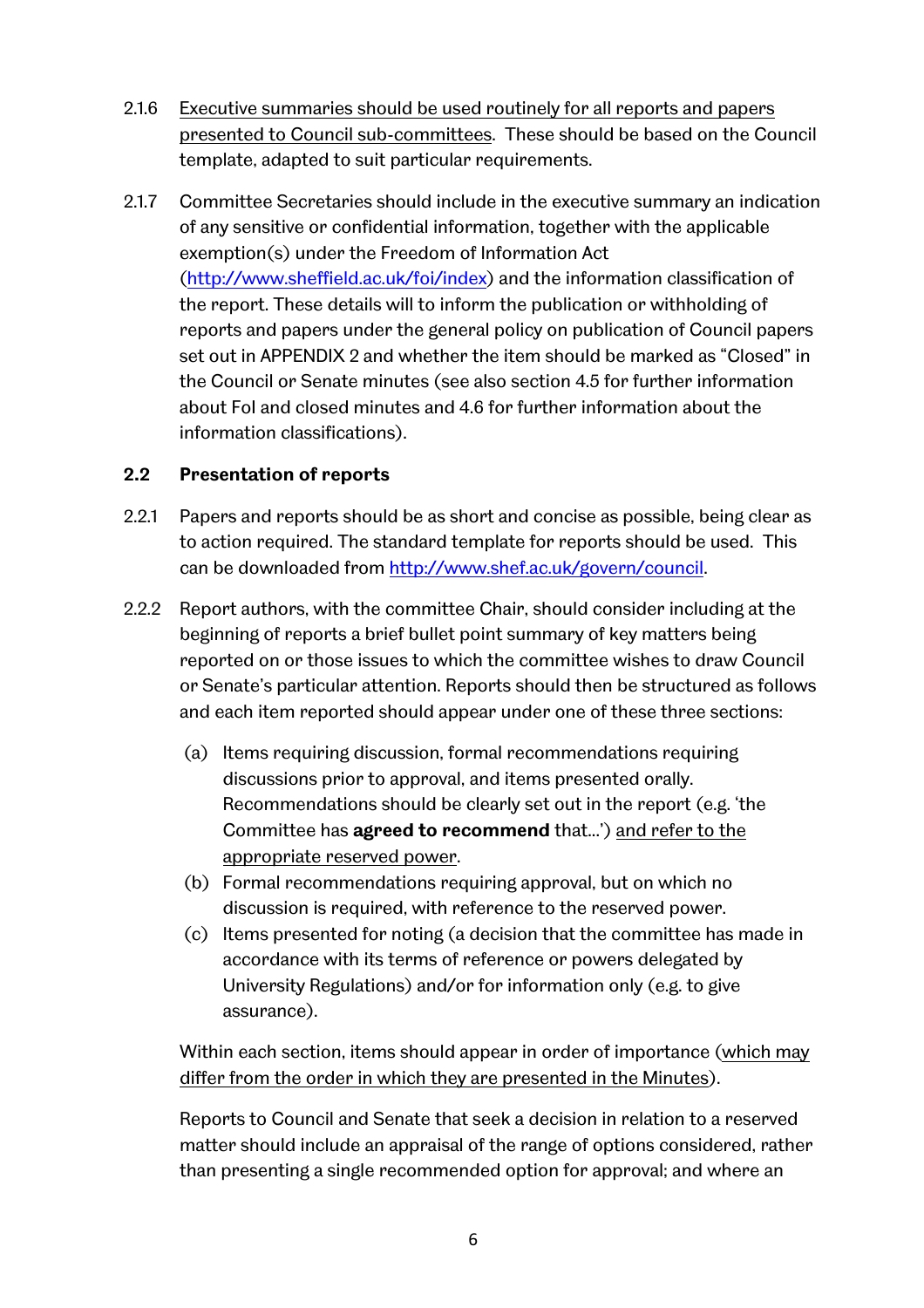2.1.6 Executive summaries should be used routinely for all reports and papers presented to Council sub-committees. These should be based on the Council template, adapted to suit particular requirements.

2.1.7 Committee Secretaries should include in the executive summary an indication of any sensitive or confidential information, together with the applicable exemption(s) under the Freedom of Information Act (http://www.sheffield.ac.uk/foi/index) and the information classification of the report. These details will to inform the publication or withholding of reports and papers under the general policy on publication of Council papers set out in APPENDIX 2 and whether the item should be marked as "Closed" in the Council or Senate minutes (see also section 4.5 for further information about FoI and closed minutes and 4.6 for further information about the information classifications).

### 2.2 Presentation of reports

2.2.1 Papers and reports should be as short and concise as possible, being clear as to action required. The standard template for reports should be used. This can be downloaded from http://www.shef.ac.uk/govern/council.

2.2.2 Report authors, with the committee Chair, should consider including at the beginning of reports a brief bullet point summary of key matters being reported on or those issues to which the committee wishes to draw Council or Senate's particular attention. Reports should then be structured as follows and each item reported should appear under one of these three sections:

(a) Items requiring discussion, formal recommendations requiring discussions prior to approval, and items presented orally. Recommendations should be clearly set out in the report (e.g. 'the Committee has **agreed to recommend** that...') and refer to the appropriate reserved power.

(b) Formal recommendations requiring approval, but on which no discussion is required, with reference to the reserved power.

(c) Items presented for noting (a decision that the committee has made in accordance with its terms of reference or powers delegated by University Regulations) and/or for information only (e.g. to give assurance).

Within each section, items should appear in order of importance (which may differ from the order in which they are presented in the Minutes).

Reports to Council and Senate that seek a decision in relation to a reserved matter should include an appraisal of the range of options considered, rather than presenting a single recommended option for approval; and where an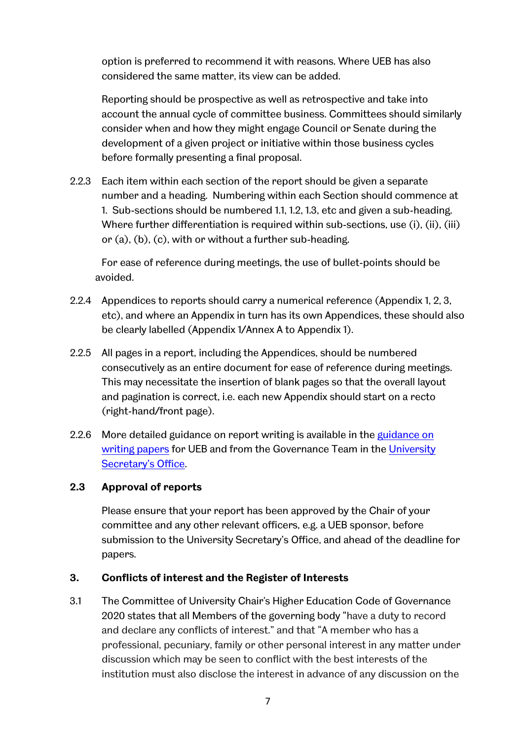option is preferred to recommend it with reasons. Where UEB has also considered the same matter, its view can be added.

Reporting should be prospective as well as retrospective and take into account the annual cycle of committee business. Committees should similarly consider when and how they might engage Council or Senate during the development of a given project or initiative within those business cycles before formally presenting a final proposal.

2.2.3 Each item within each section of the report should be given a separate number and a heading. Numbering within each Section should commence at 1. Sub-sections should be numbered 1.1, 1.2, 1.3, etc and given a sub-heading. Where further differentiation is required within sub-sections, use (i), (ii), (iii) or (a), (b), (c), with or without a further sub-heading.

For ease of reference during meetings, the use of bullet-points should be avoided.

2.2.4 Appendices to reports should carry a numerical reference (Appendix 1, 2, 3, etc), and where an Appendix in turn has its own Appendices, these should also be clearly labelled (Appendix 1/Annex A to Appendix 1).

2.2.5 All pages in a report, including the Appendices, should be numbered consecutively as an entire document for ease of reference during meetings. This may necessitate the insertion of blank pages so that the overall layout and pagination is correct, i.e. each new Appendix should start on a recto (right-hand/front page).

2.2.6 More detailed guidance on report writing is available in the guidance on writing papers for UEB and from the Governance Team in the University Secretary's Office.

### 2.3 Approval of reports

Please ensure that your report has been approved by the Chair of your committee and any other relevant officers, e.g. a UEB sponsor, before submission to the University Secretary's Office, and ahead of the deadline for papers.

## 3. Conflicts of interest and the Register of Interests

3.1 The Committee of University Chair's Higher Education Code of Governance 2020 states that all Members of the governing body "have a duty to record and declare any conflicts of interest." and that "A member who has a professional, pecuniary, family or other personal interest in any matter under discussion which may be seen to conflict with the best interests of the institution must also disclose the interest in advance of any discussion on the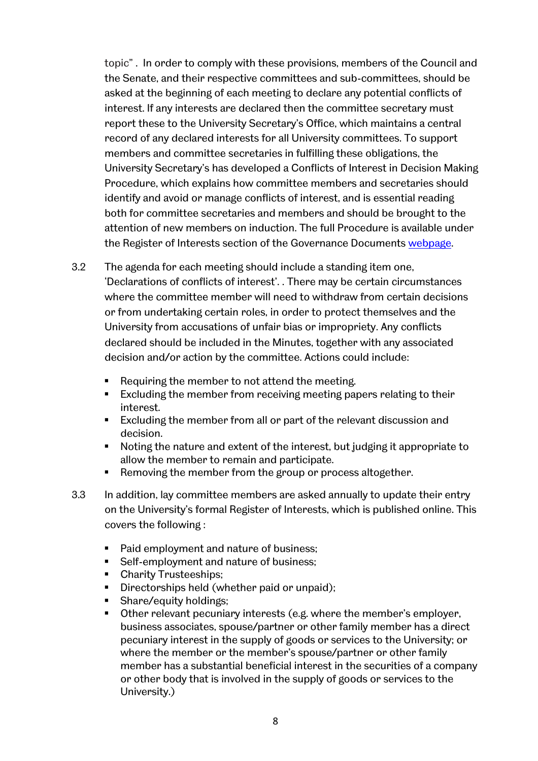topic" . In order to comply with these provisions, members of the Council and the Senate, and their respective committees and sub-committees, should be asked at the beginning of each meeting to declare any potential conflicts of interest. If any interests are declared then the committee secretary must report these to the University Secretary's Office, which maintains a central record of any declared interests for all University committees. To support members and committee secretaries in fulfilling these obligations, the University Secretary's has developed a Conflicts of Interest in Decision Making Procedure, which explains how committee members and secretaries should identify and avoid or manage conflicts of interest, and is essential reading both for committee secretaries and members and should be brought to the attention of new members on induction. The full Procedure is available under the Register of Interests section of the Governance Documents [webpage](webpage).

3.2 The agenda for each meeting should include a standing item one, 'Declarations of conflicts of interest'. . There may be certain circumstances where the committee member will need to withdraw from certain decisions or from undertaking certain roles, in order to protect themselves and the University from accusations of unfair bias or impropriety. Any conflicts declared should be included in the Minutes, together with any associated decision and/or action by the committee. Actions could include:

- Requiring the member to not attend the meeting.
- Excluding the member from receiving meeting papers relating to their interest.
- Excluding the member from all or part of the relevant discussion and decision.
- Noting the nature and extent of the interest, but judging it appropriate to allow the member to remain and participate.
- Removing the member from the group or process altogether.

3.3 In addition, lay committee members are asked annually to update their entry on the University's formal Register of Interests, which is published online. This covers the following :

- Paid employment and nature of business;
- Self-employment and nature of business;
- Charity Trusteeships;
- Directorships held (whether paid or unpaid);
- Share/equity holdings;
- Other relevant pecuniary interests (e.g. where the member's employer, business associates, spouse/partner or other family member has a direct pecuniary interest in the supply of goods or services to the University; or where the member or the member's spouse/partner or other family member has a substantial beneficial interest in the securities of a company or other body that is involved in the supply of goods or services to the University.)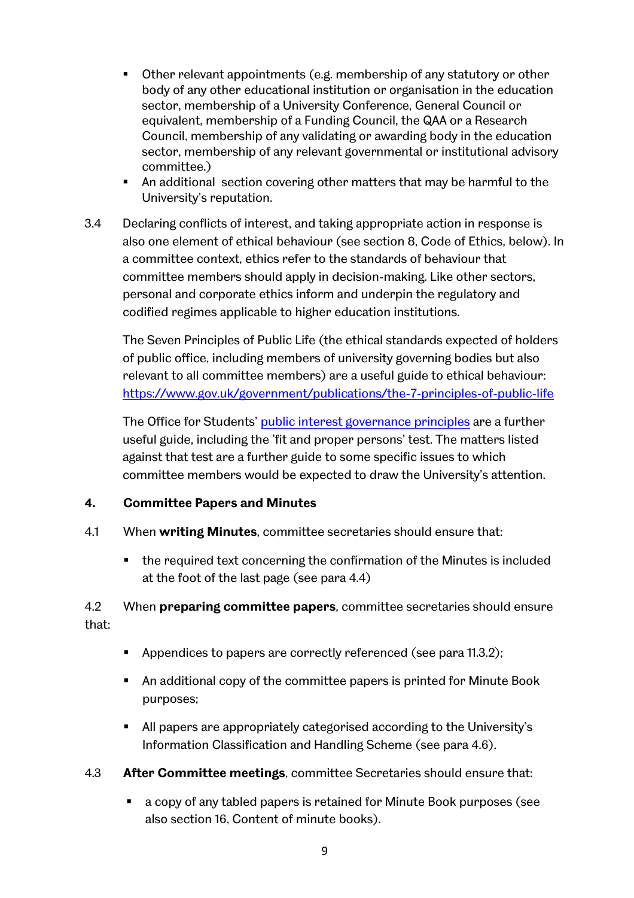- Other relevant appointments (e.g. membership of any statutory or other body of any other educational institution or organisation in the education sector, membership of a University Conference, General Council or equivalent, membership of a Funding Council, the QAA or a Research Council, membership of any validating or awarding body in the education sector, membership of any relevant governmental or institutional advisory committee.)
- An additional section covering other matters that may be harmful to the University's reputation.

3.4 Declaring conflicts of interest, and taking appropriate action in response is also one element of ethical behaviour (see section 8, Code of Ethics, below). In a committee context, ethics refer to the standards of behaviour that committee members should apply in decision-making. Like other sectors, personal and corporate ethics inform and underpin the regulatory and codified regimes applicable to higher education institutions.

The Seven Principles of Public Life (the ethical standards expected of holders of public office, including members of university governing bodies but also relevant to all committee members) are a useful guide to ethical behaviour: [https://www.gov.uk/government/publications/the-7-principles-of-public-life](https://www.gov.uk/government/publications/the-7-principles-of-public-life)

The Office for Students' [public interest governance principles]() are a further useful guide, including the 'fit and proper persons' test. The matters listed against that test are a further guide to some specific issues to which committee members would be expected to draw the University's attention.

## 4. Committee Papers and Minutes

4.1 When **writing Minutes**, committee secretaries should ensure that:

- the required text concerning the confirmation of the Minutes is included at the foot of the last page (see para 4.4)

4.2 When **preparing committee papers**, committee secretaries should ensure that:

- Appendices to papers are correctly referenced (see para 11.3.2);
- An additional copy of the committee papers is printed for Minute Book purposes;
- All papers are appropriately categorised according to the University's Information Classification and Handling Scheme (see para 4.6).

4.3 **After Committee meetings**, committee Secretaries should ensure that:

- a copy of any tabled papers is retained for Minute Book purposes (see also section 16, Content of minute books).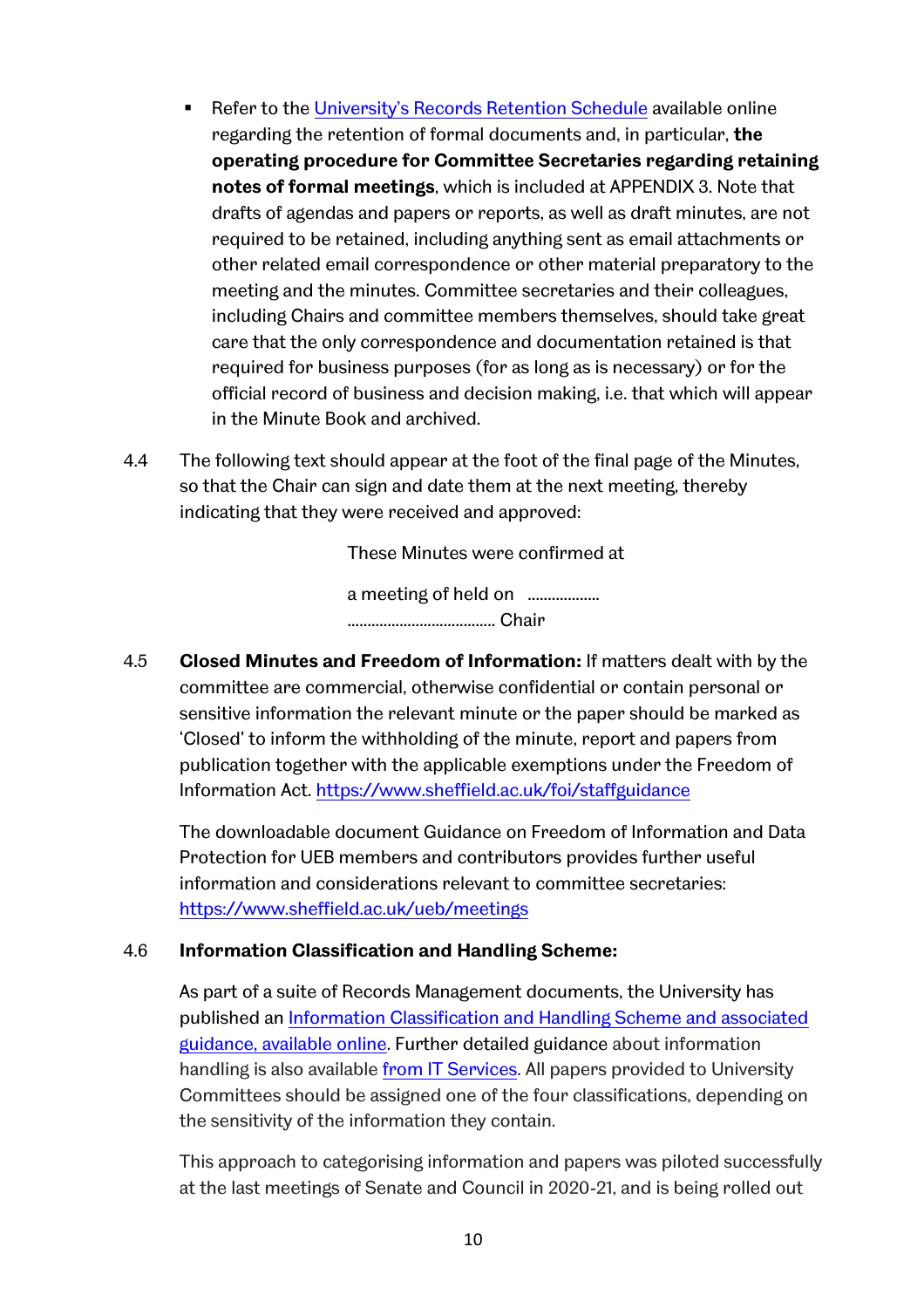- Refer to the [University's Records Retention Schedule] available online regarding the retention of formal documents and, in particular, **the operating procedure for Committee Secretaries regarding retaining notes of formal meetings**, which is included at APPENDIX 3. Note that drafts of agendas and papers or reports, as well as draft minutes, are not required to be retained, including anything sent as email attachments or other related email correspondence or other material preparatory to the meeting and the minutes. Committee secretaries and their colleagues, including Chairs and committee members themselves, should take great care that the only correspondence and documentation retained is that required for business purposes (for as long as is necessary) or for the official record of business and decision making, i.e. that which will appear in the Minute Book and archived.

4.4 The following text should appear at the foot of the final page of the Minutes, so that the Chair can sign and date them at the next meeting, thereby indicating that they were received and approved:

These Minutes were confirmed at

a meeting of held on ..................
.................................... Chair

4.5 **Closed Minutes and Freedom of Information:** If matters dealt with by the committee are commercial, otherwise confidential or contain personal or sensitive information the relevant minute or the paper should be marked as 'Closed' to inform the withholding of the minute, report and papers from publication together with the applicable exemptions under the Freedom of Information Act. https://www.sheffield.ac.uk/foi/staffguidance

The downloadable document Guidance on Freedom of Information and Data Protection for UEB members and contributors provides further useful information and considerations relevant to committee secretaries: https://www.sheffield.ac.uk/ueb/meetings

4.6 **Information Classification and Handling Scheme:**

As part of a suite of Records Management documents, the University has published an Information Classification and Handling Scheme and associated guidance, available online. Further detailed guidance about information handling is also available from IT Services. All papers provided to University Committees should be assigned one of the four classifications, depending on the sensitivity of the information they contain.

This approach to categorising information and papers was piloted successfully at the last meetings of Senate and Council in 2020-21, and is being rolled out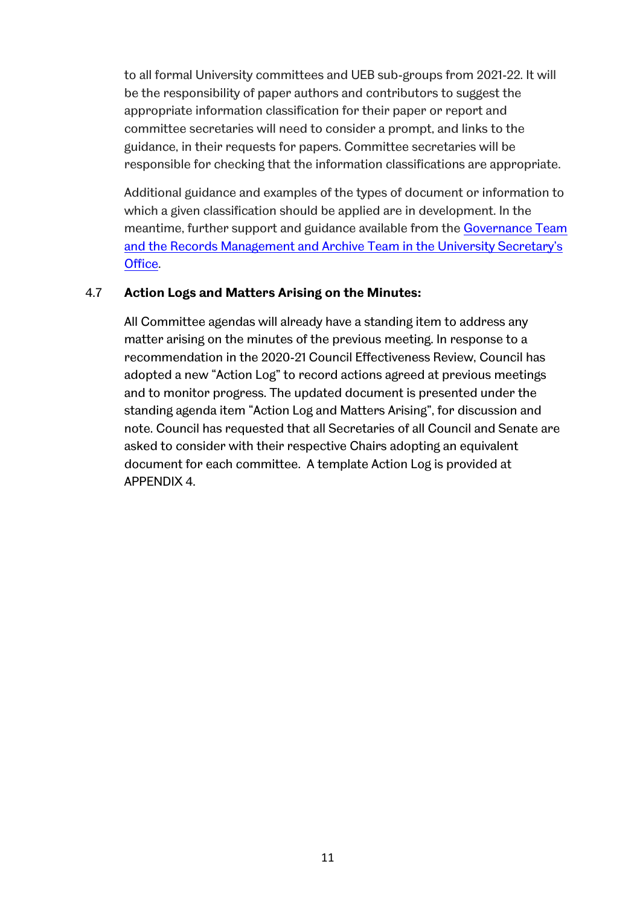to all formal University committees and UEB sub-groups from 2021-22. It will be the responsibility of paper authors and contributors to suggest the appropriate information classification for their paper or report and committee secretaries will need to consider a prompt, and links to the guidance, in their requests for papers. Committee secretaries will be responsible for checking that the information classifications are appropriate.

Additional guidance and examples of the types of document or information to which a given classification should be applied are in development. In the meantime, further support and guidance available from the Governance Team and the Records Management and Archive Team in the University Secretary's Office.

4.7 **Action Logs and Matters Arising on the Minutes:**

All Committee agendas will already have a standing item to address any matter arising on the minutes of the previous meeting. In response to a recommendation in the 2020-21 Council Effectiveness Review, Council has adopted a new "Action Log" to record actions agreed at previous meetings and to monitor progress. The updated document is presented under the standing agenda item "Action Log and Matters Arising", for discussion and note. Council has requested that all Secretaries of all Council and Senate are asked to consider with their respective Chairs adopting an equivalent document for each committee.  A template Action Log is provided at APPENDIX 4.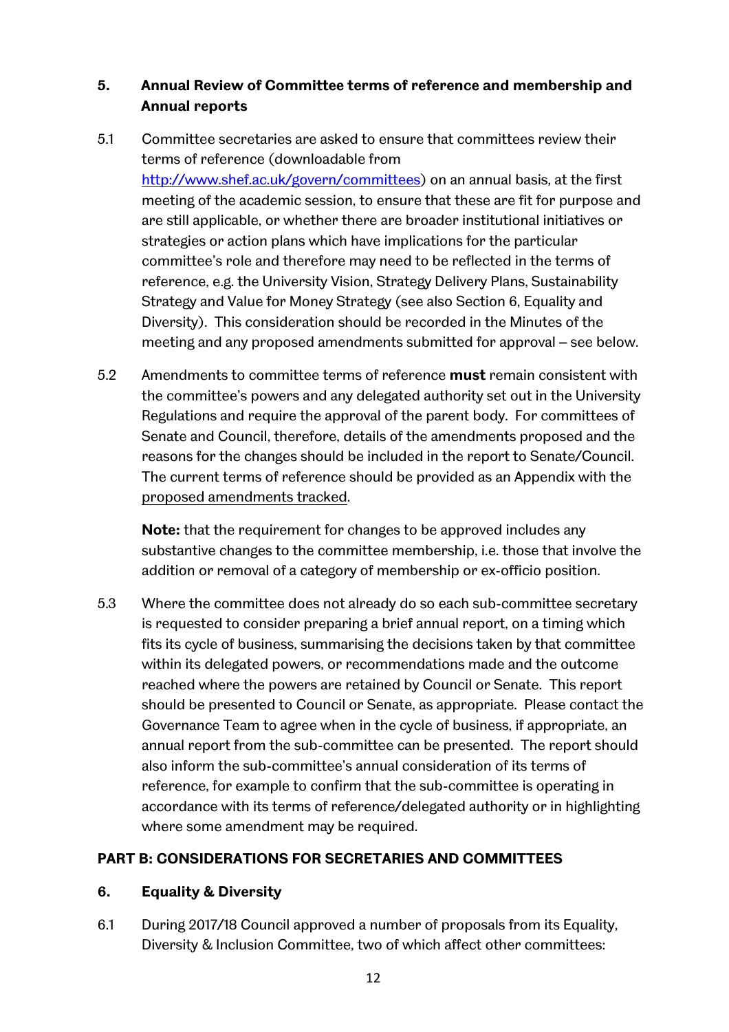## 5. Annual Review of Committee terms of reference and membership and Annual reports

5.1 Committee secretaries are asked to ensure that committees review their terms of reference (downloadable from [http://www.shef.ac.uk/govern/committees](http://www.shef.ac.uk/govern/committees)) on an annual basis, at the first meeting of the academic session, to ensure that these are fit for purpose and are still applicable, or whether there are broader institutional initiatives or strategies or action plans which have implications for the particular committee's role and therefore may need to be reflected in the terms of reference, e.g. the University Vision, Strategy Delivery Plans, Sustainability Strategy and Value for Money Strategy (see also Section 6, Equality and Diversity). This consideration should be recorded in the Minutes of the meeting and any proposed amendments submitted for approval – see below.

5.2 Amendments to committee terms of reference **must** remain consistent with the committee's powers and any delegated authority set out in the University Regulations and require the approval of the parent body. For committees of Senate and Council, therefore, details of the amendments proposed and the reasons for the changes should be included in the report to Senate/Council. The current terms of reference should be provided as an Appendix with the <u>proposed amendments tracked</u>.

**Note:** that the requirement for changes to be approved includes any substantive changes to the committee membership, i.e. those that involve the addition or removal of a category of membership or ex-officio position.

5.3 Where the committee does not already do so each sub-committee secretary is requested to consider preparing a brief annual report, on a timing which fits its cycle of business, summarising the decisions taken by that committee within its delegated powers, or recommendations made and the outcome reached where the powers are retained by Council or Senate. This report should be presented to Council or Senate, as appropriate. Please contact the Governance Team to agree when in the cycle of business, if appropriate, an annual report from the sub-committee can be presented. The report should also inform the sub-committee's annual consideration of its terms of reference, for example to confirm that the sub-committee is operating in accordance with its terms of reference/delegated authority or in highlighting where some amendment may be required.

# PART B: CONSIDERATIONS FOR SECRETARIES AND COMMITTEES

## 6. Equality & Diversity

6.1 During 2017/18 Council approved a number of proposals from its Equality, Diversity & Inclusion Committee, two of which affect other committees: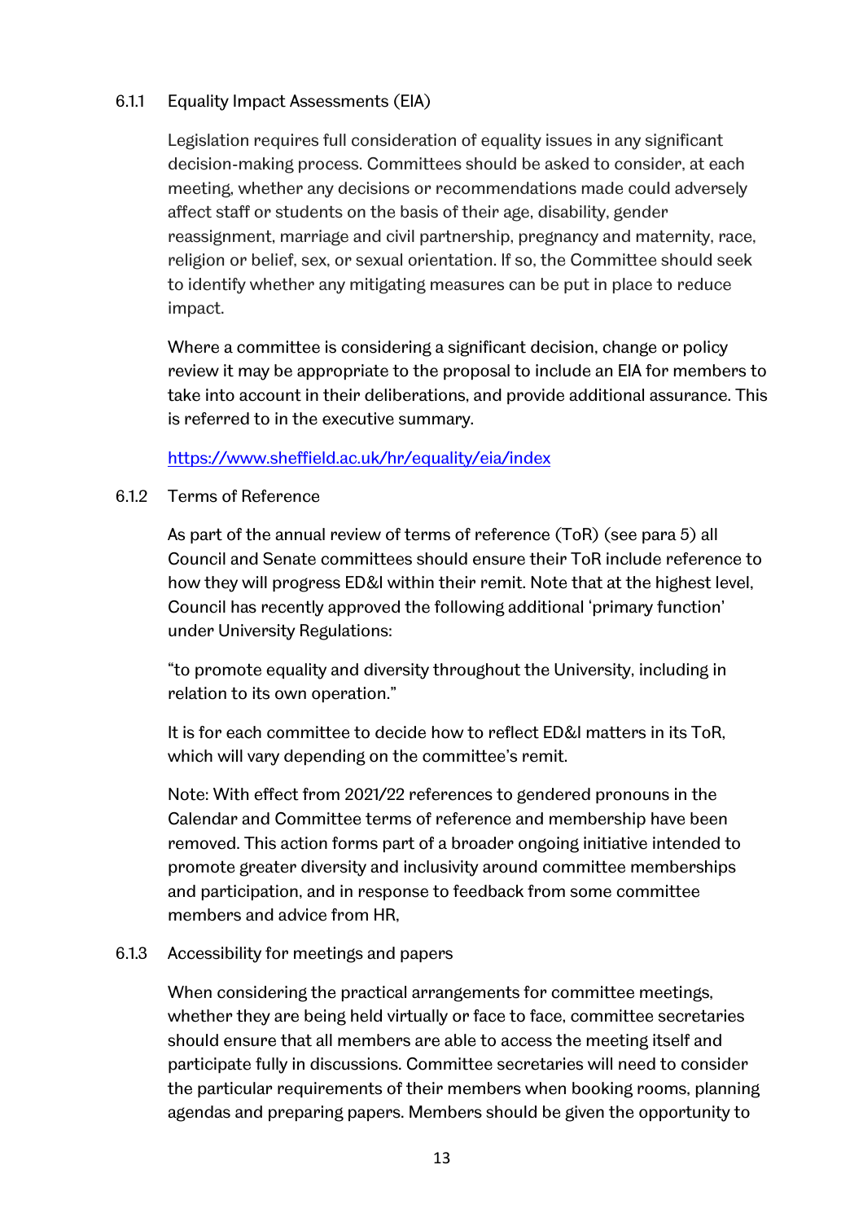### 6.1.1 Equality Impact Assessments (EIA)

Legislation requires full consideration of equality issues in any significant decision-making process. Committees should be asked to consider, at each meeting, whether any decisions or recommendations made could adversely affect staff or students on the basis of their age, disability, gender reassignment, marriage and civil partnership, pregnancy and maternity, race, religion or belief, sex, or sexual orientation. If so, the Committee should seek to identify whether any mitigating measures can be put in place to reduce impact.

Where a committee is considering a significant decision, change or policy review it may be appropriate to the proposal to include an EIA for members to take into account in their deliberations, and provide additional assurance. This is referred to in the executive summary.

[https://www.sheffield.ac.uk/hr/equality/eia/index](https://www.sheffield.ac.uk/hr/equality/eia/index)

### 6.1.2 Terms of Reference

As part of the annual review of terms of reference (ToR) (see para 5) all Council and Senate committees should ensure their ToR include reference to how they will progress ED&I within their remit. Note that at the highest level, Council has recently approved the following additional 'primary function' under University Regulations:

"to promote equality and diversity throughout the University, including in relation to its own operation."

It is for each committee to decide how to reflect ED&I matters in its ToR, which will vary depending on the committee's remit.

Note: With effect from 2021/22 references to gendered pronouns in the Calendar and Committee terms of reference and membership have been removed. This action forms part of a broader ongoing initiative intended to promote greater diversity and inclusivity around committee memberships and participation, and in response to feedback from some committee members and advice from HR,

### 6.1.3 Accessibility for meetings and papers

When considering the practical arrangements for committee meetings, whether they are being held virtually or face to face, committee secretaries should ensure that all members are able to access the meeting itself and participate fully in discussions. Committee secretaries will need to consider the particular requirements of their members when booking rooms, planning agendas and preparing papers. Members should be given the opportunity to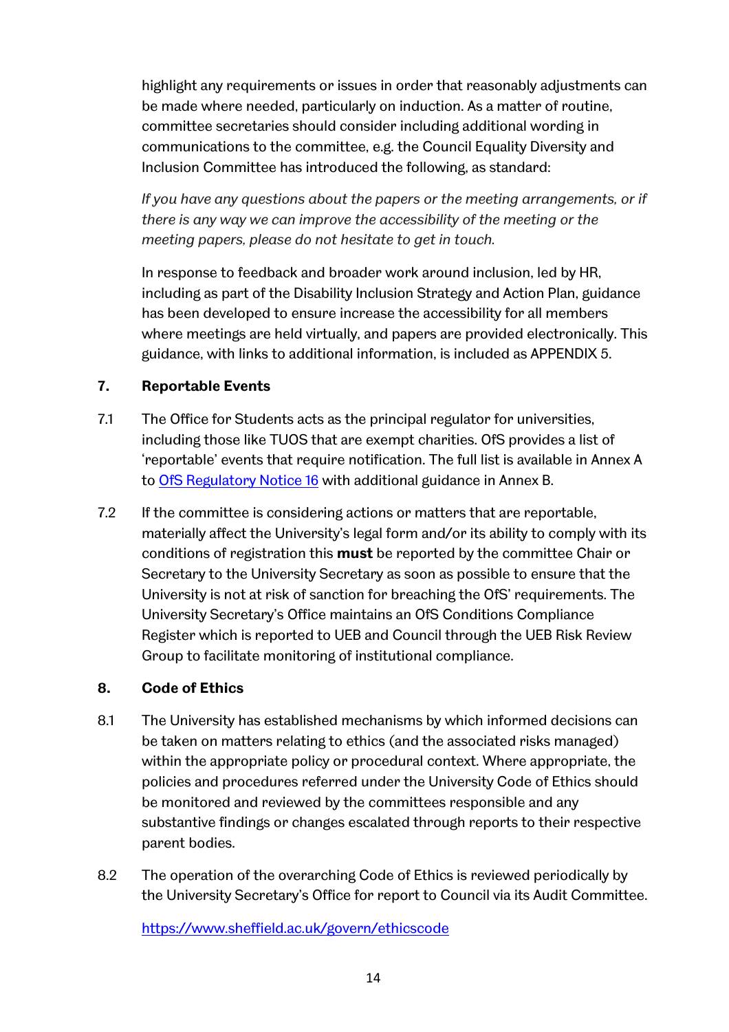highlight any requirements or issues in order that reasonably adjustments can be made where needed, particularly on induction. As a matter of routine, committee secretaries should consider including additional wording in communications to the committee, e.g. the Council Equality Diversity and Inclusion Committee has introduced the following, as standard:

*If you have any questions about the papers or the meeting arrangements, or if there is any way we can improve the accessibility of the meeting or the meeting papers, please do not hesitate to get in touch.*

In response to feedback and broader work around inclusion, led by HR, including as part of the Disability Inclusion Strategy and Action Plan, guidance has been developed to ensure increase the accessibility for all members where meetings are held virtually, and papers are provided electronically. This guidance, with links to additional information, is included as APPENDIX 5.

## 7. Reportable Events

7.1 The Office for Students acts as the principal regulator for universities, including those like TUOS that are exempt charities. OfS provides a list of 'reportable' events that require notification. The full list is available in Annex A to OfS Regulatory Notice 16 with additional guidance in Annex B.

7.2 If the committee is considering actions or matters that are reportable, materially affect the University's legal form and/or its ability to comply with its conditions of registration this **must** be reported by the committee Chair or Secretary to the University Secretary as soon as possible to ensure that the University is not at risk of sanction for breaching the OfS' requirements. The University Secretary's Office maintains an OfS Conditions Compliance Register which is reported to UEB and Council through the UEB Risk Review Group to facilitate monitoring of institutional compliance.

## 8. Code of Ethics

8.1 The University has established mechanisms by which informed decisions can be taken on matters relating to ethics (and the associated risks managed) within the appropriate policy or procedural context. Where appropriate, the policies and procedures referred under the University Code of Ethics should be monitored and reviewed by the committees responsible and any substantive findings or changes escalated through reports to their respective parent bodies.

8.2 The operation of the overarching Code of Ethics is reviewed periodically by the University Secretary's Office for report to Council via its Audit Committee.

https://www.sheffield.ac.uk/govern/ethicscode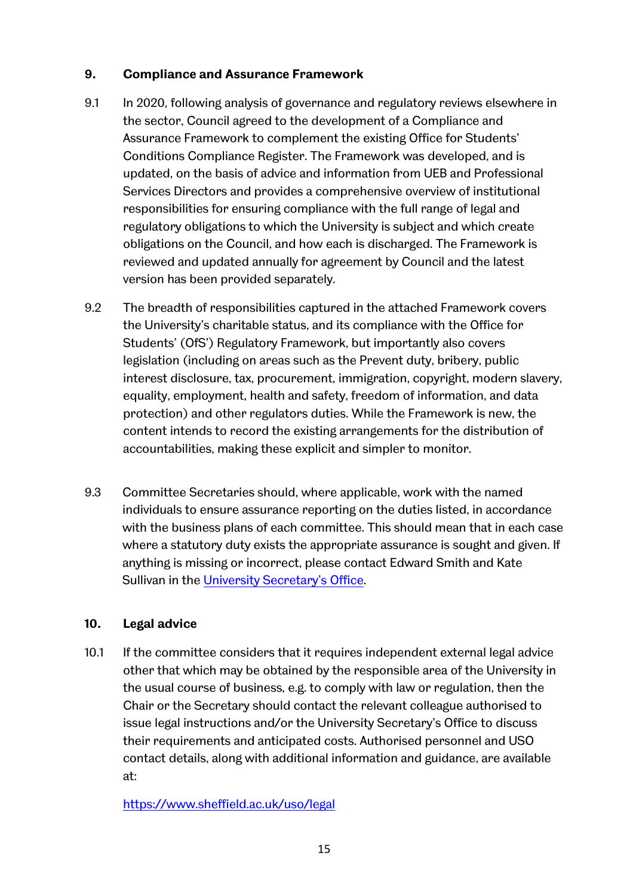## 9. Compliance and Assurance Framework

9.1 In 2020, following analysis of governance and regulatory reviews elsewhere in the sector, Council agreed to the development of a Compliance and Assurance Framework to complement the existing Office for Students' Conditions Compliance Register. The Framework was developed, and is updated, on the basis of advice and information from UEB and Professional Services Directors and provides a comprehensive overview of institutional responsibilities for ensuring compliance with the full range of legal and regulatory obligations to which the University is subject and which create obligations on the Council, and how each is discharged. The Framework is reviewed and updated annually for agreement by Council and the latest version has been provided separately.

9.2 The breadth of responsibilities captured in the attached Framework covers the University's charitable status, and its compliance with the Office for Students' (OfS') Regulatory Framework, but importantly also covers legislation (including on areas such as the Prevent duty, bribery, public interest disclosure, tax, procurement, immigration, copyright, modern slavery, equality, employment, health and safety, freedom of information, and data protection) and other regulators duties. While the Framework is new, the content intends to record the existing arrangements for the distribution of accountabilities, making these explicit and simpler to monitor.

9.3 Committee Secretaries should, where applicable, work with the named individuals to ensure assurance reporting on the duties listed, in accordance with the business plans of each committee. This should mean that in each case where a statutory duty exists the appropriate assurance is sought and given. If anything is missing or incorrect, please contact Edward Smith and Kate Sullivan in the University Secretary's Office.

## 10. Legal advice

10.1 If the committee considers that it requires independent external legal advice other that which may be obtained by the responsible area of the University in the usual course of business, e.g. to comply with law or regulation, then the Chair or the Secretary should contact the relevant colleague authorised to issue legal instructions and/or the University Secretary's Office to discuss their requirements and anticipated costs. Authorised personnel and USO contact details, along with additional information and guidance, are available at:

https://www.sheffield.ac.uk/uso/legal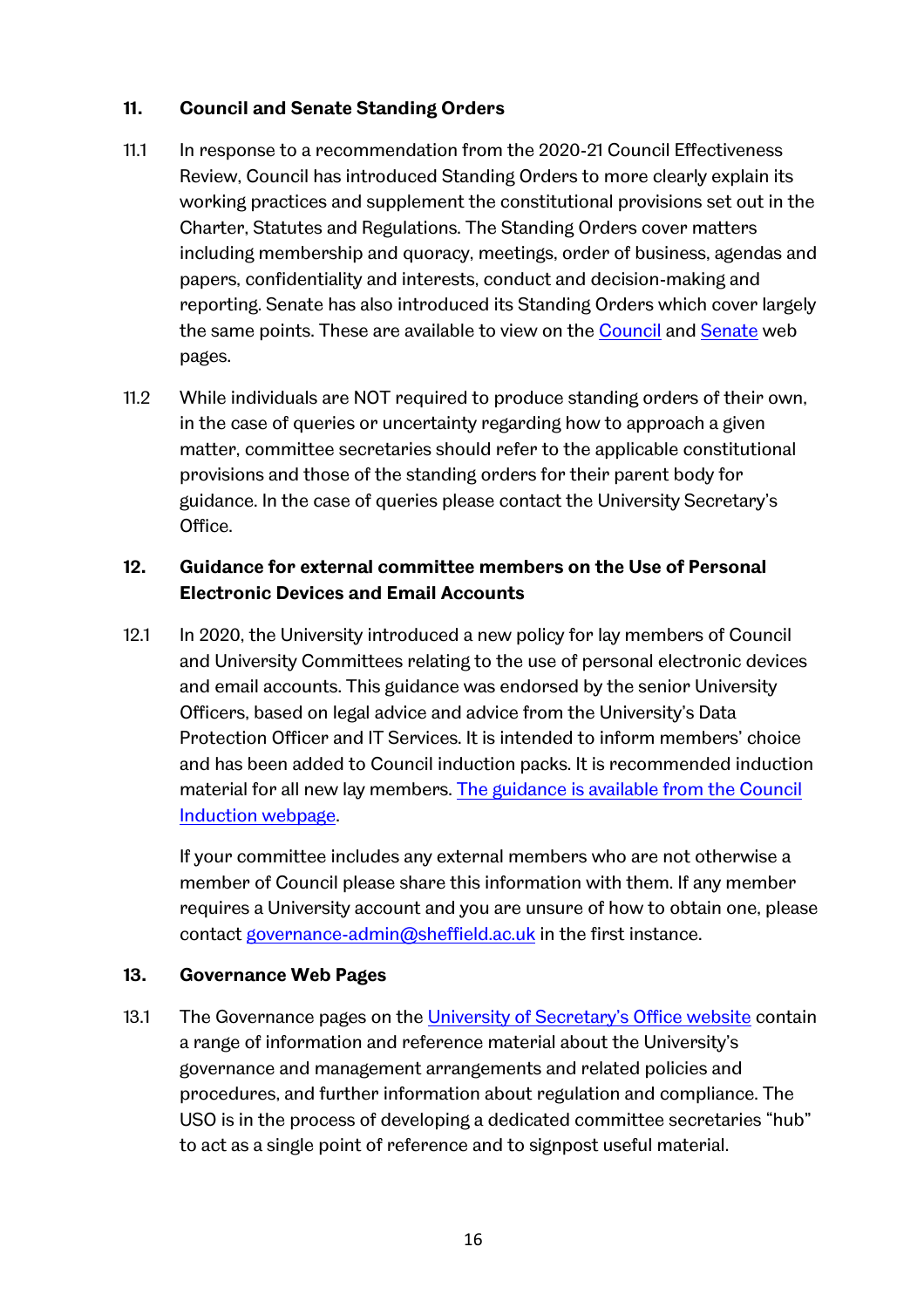## 11. Council and Senate Standing Orders

11.1 In response to a recommendation from the 2020-21 Council Effectiveness Review, Council has introduced Standing Orders to more clearly explain its working practices and supplement the constitutional provisions set out in the Charter, Statutes and Regulations. The Standing Orders cover matters including membership and quoracy, meetings, order of business, agendas and papers, confidentiality and interests, conduct and decision-making and reporting. Senate has also introduced its Standing Orders which cover largely the same points. These are available to view on the Council and Senate web pages.

11.2 While individuals are NOT required to produce standing orders of their own, in the case of queries or uncertainty regarding how to approach a given matter, committee secretaries should refer to the applicable constitutional provisions and those of the standing orders for their parent body for guidance. In the case of queries please contact the University Secretary's Office.

## 12. Guidance for external committee members on the Use of Personal Electronic Devices and Email Accounts

12.1 In 2020, the University introduced a new policy for lay members of Council and University Committees relating to the use of personal electronic devices and email accounts. This guidance was endorsed by the senior University Officers, based on legal advice and advice from the University's Data Protection Officer and IT Services. It is intended to inform members' choice and has been added to Council induction packs. It is recommended induction material for all new lay members. The guidance is available from the Council Induction webpage.

If your committee includes any external members who are not otherwise a member of Council please share this information with them. If any member requires a University account and you are unsure of how to obtain one, please contact governance-admin@sheffield.ac.uk in the first instance.

## 13. Governance Web Pages

13.1 The Governance pages on the University of Secretary's Office website contain a range of information and reference material about the University's governance and management arrangements and related policies and procedures, and further information about regulation and compliance. The USO is in the process of developing a dedicated committee secretaries "hub" to act as a single point of reference and to signpost useful material.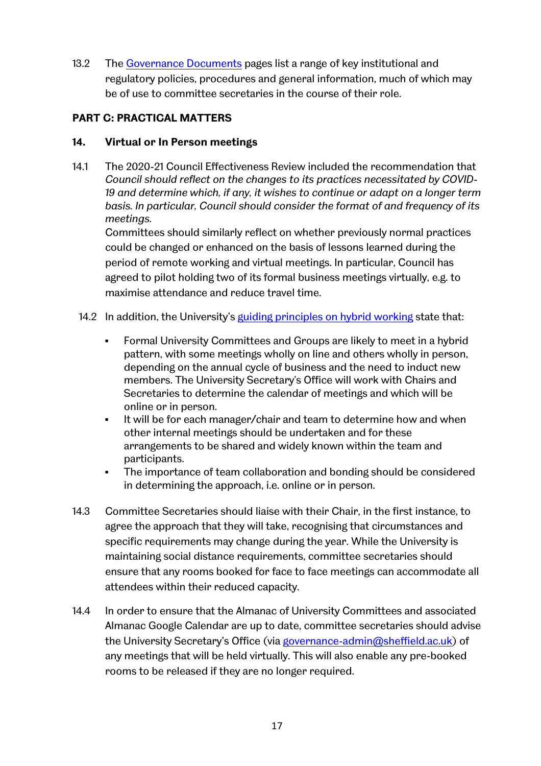13.2 The [Governance Documents] pages list a range of key institutional and regulatory policies, procedures and general information, much of which may be of use to committee secretaries in the course of their role.

## PART C: PRACTICAL MATTERS

### 14. Virtual or In Person meetings

14.1 The 2020-21 Council Effectiveness Review included the recommendation that *Council should reflect on the changes to its practices necessitated by COVID-19 and determine which, if any, it wishes to continue or adapt on a longer term basis. In particular, Council should consider the format of and frequency of its meetings.*
Committees should similarly reflect on whether previously normal practices could be changed or enhanced on the basis of lessons learned during the period of remote working and virtual meetings. In particular, Council has agreed to pilot holding two of its formal business meetings virtually, e.g. to maximise attendance and reduce travel time.

14.2 In addition, the University's [guiding principles on hybrid working] state that:

- Formal University Committees and Groups are likely to meet in a hybrid pattern, with some meetings wholly on line and others wholly in person, depending on the annual cycle of business and the need to induct new members. The University Secretary's Office will work with Chairs and Secretaries to determine the calendar of meetings and which will be online or in person.
- It will be for each manager/chair and team to determine how and when other internal meetings should be undertaken and for these arrangements to be shared and widely known within the team and participants.
- The importance of team collaboration and bonding should be considered in determining the approach, i.e. online or in person.

14.3 Committee Secretaries should liaise with their Chair, in the first instance, to agree the approach that they will take, recognising that circumstances and specific requirements may change during the year. While the University is maintaining social distance requirements, committee secretaries should ensure that any rooms booked for face to face meetings can accommodate all attendees within their reduced capacity.

14.4 In order to ensure that the Almanac of University Committees and associated Almanac Google Calendar are up to date, committee secretaries should advise the University Secretary's Office (via governance-admin@sheffield.ac.uk) of any meetings that will be held virtually. This will also enable any pre-booked rooms to be released if they are no longer required.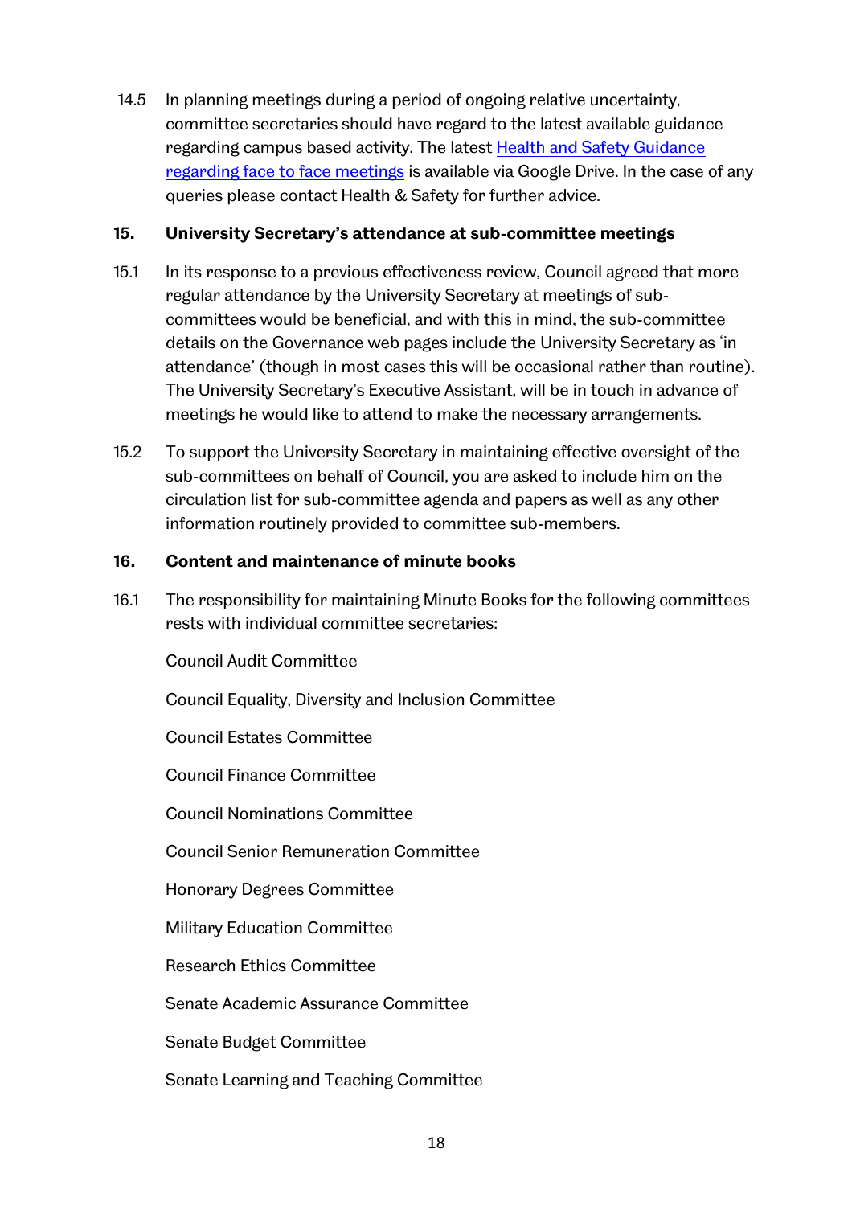14.5 In planning meetings during a period of ongoing relative uncertainty, committee secretaries should have regard to the latest available guidance regarding campus based activity. The latest [Health and Safety Guidance regarding face to face meetings] is available via Google Drive. In the case of any queries please contact Health & Safety for further advice.

## 15. University Secretary's attendance at sub-committee meetings

15.1 In its response to a previous effectiveness review, Council agreed that more regular attendance by the University Secretary at meetings of sub-committees would be beneficial, and with this in mind, the sub-committee details on the Governance web pages include the University Secretary as 'in attendance' (though in most cases this will be occasional rather than routine). The University Secretary's Executive Assistant, will be in touch in advance of meetings he would like to attend to make the necessary arrangements.

15.2 To support the University Secretary in maintaining effective oversight of the sub-committees on behalf of Council, you are asked to include him on the circulation list for sub-committee agenda and papers as well as any other information routinely provided to committee sub-members.

## 16. Content and maintenance of minute books

16.1 The responsibility for maintaining Minute Books for the following committees rests with individual committee secretaries:

Council Audit Committee

Council Equality, Diversity and Inclusion Committee

Council Estates Committee

Council Finance Committee

Council Nominations Committee

Council Senior Remuneration Committee

Honorary Degrees Committee

Military Education Committee

Research Ethics Committee

Senate Academic Assurance Committee

Senate Budget Committee

Senate Learning and Teaching Committee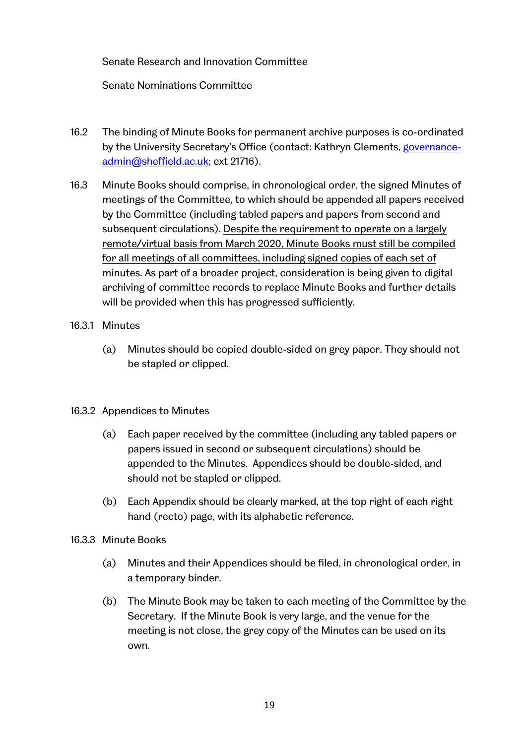Senate Research and Innovation Committee

Senate Nominations Committee

16.2 The binding of Minute Books for permanent archive purposes is co-ordinated by the University Secretary's Office (contact: Kathryn Clements, [governance-admin@sheffield.ac.uk](mailto:governance-admin@sheffield.ac.uk); ext 21716).

16.3 Minute Books should comprise, in chronological order, the signed Minutes of meetings of the Committee, to which should be appended all papers received by the Committee (including tabled papers and papers from second and subsequent circulations). <u>Despite the requirement to operate on a largely remote/virtual basis from March 2020, Minute Books must still be compiled for all meetings of all committees, including signed copies of each set of minutes</u>. As part of a broader project, consideration is being given to digital archiving of committee records to replace Minute Books and further details will be provided when this has progressed sufficiently.

16.3.1 Minutes

(a) Minutes should be copied double-sided on grey paper. They should not be stapled or clipped.

16.3.2 Appendices to Minutes

(a) Each paper received by the committee (including any tabled papers or papers issued in second or subsequent circulations) should be appended to the Minutes. Appendices should be double-sided, and should not be stapled or clipped.

(b) Each Appendix should be clearly marked, at the top right of each right hand (recto) page, with its alphabetic reference.

16.3.3 Minute Books

(a) Minutes and their Appendices should be filed, in chronological order, in a temporary binder.

(b) The Minute Book may be taken to each meeting of the Committee by the Secretary. If the Minute Book is very large, and the venue for the meeting is not close, the grey copy of the Minutes can be used on its own.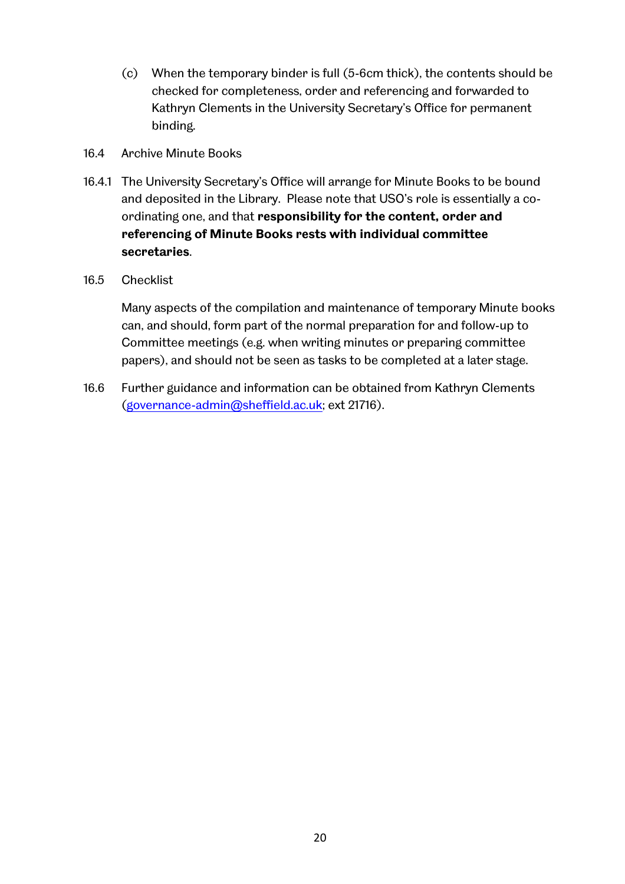(c) When the temporary binder is full (5-6cm thick), the contents should be checked for completeness, order and referencing and forwarded to Kathryn Clements in the University Secretary's Office for permanent binding.

16.4 Archive Minute Books

16.4.1 The University Secretary's Office will arrange for Minute Books to be bound and deposited in the Library. Please note that USO's role is essentially a co-ordinating one, and that **responsibility for the content, order and referencing of Minute Books rests with individual committee secretaries**.

16.5 Checklist

Many aspects of the compilation and maintenance of temporary Minute books can, and should, form part of the normal preparation for and follow-up to Committee meetings (e.g. when writing minutes or preparing committee papers), and should not be seen as tasks to be completed at a later stage.

16.6 Further guidance and information can be obtained from Kathryn Clements (governance-admin@sheffield.ac.uk; ext 21716).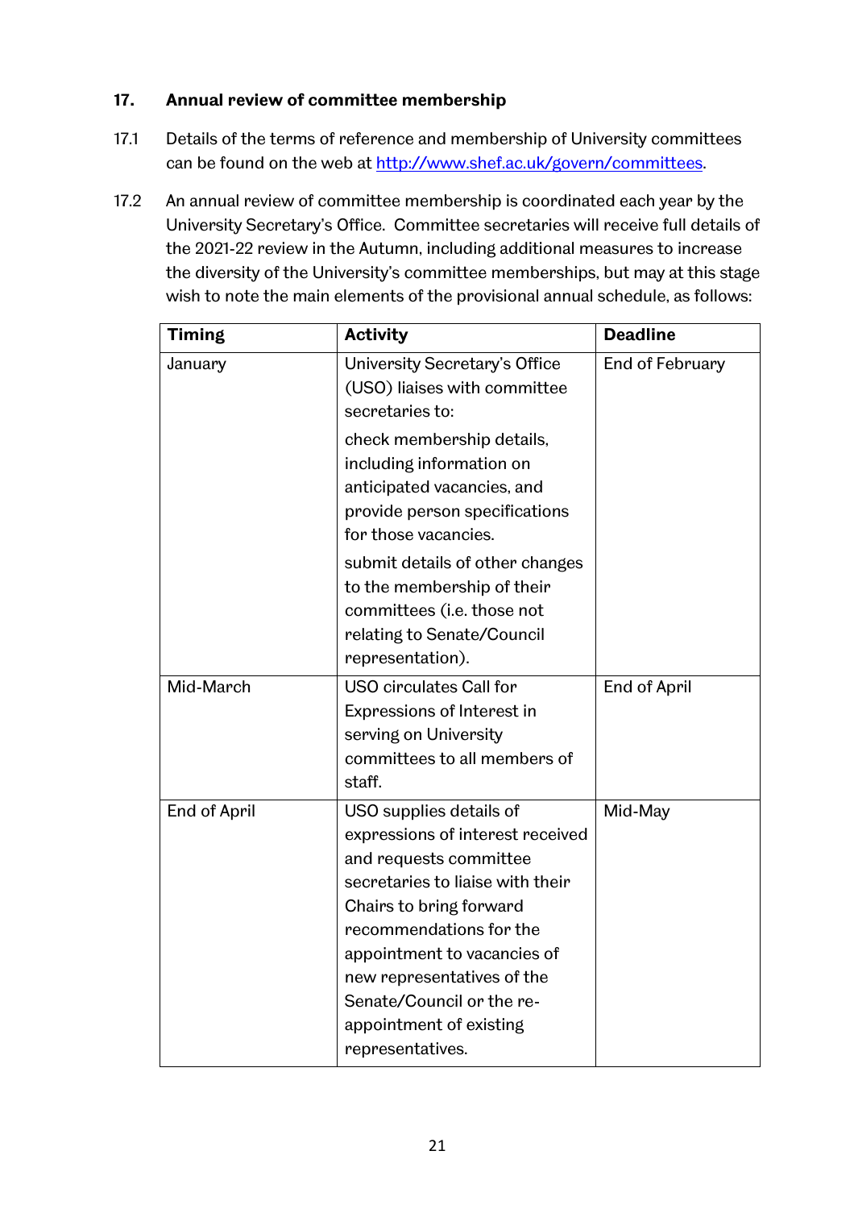## 17. Annual review of committee membership

17.1 Details of the terms of reference and membership of University committees can be found on the web at http://www.shef.ac.uk/govern/committees.

17.2 An annual review of committee membership is coordinated each year by the University Secretary's Office. Committee secretaries will receive full details of the 2021-22 review in the Autumn, including additional measures to increase the diversity of the University's committee memberships, but may at this stage wish to note the main elements of the provisional annual schedule, as follows:

| Timing | Activity | Deadline |
|---|---|---|
| January | University Secretary's Office (USO) liaises with committee secretaries to:<br><br>check membership details, including information on anticipated vacancies, and provide person specifications for those vacancies.<br><br>submit details of other changes to the membership of their committees (i.e. those not relating to Senate/Council representation). | End of February |
| Mid-March | USO circulates Call for Expressions of Interest in serving on University committees to all members of staff. | End of April |
| End of April | USO supplies details of expressions of interest received and requests committee secretaries to liaise with their Chairs to bring forward recommendations for the appointment to vacancies of new representatives of the Senate/Council or the re-appointment of existing representatives. | Mid-May |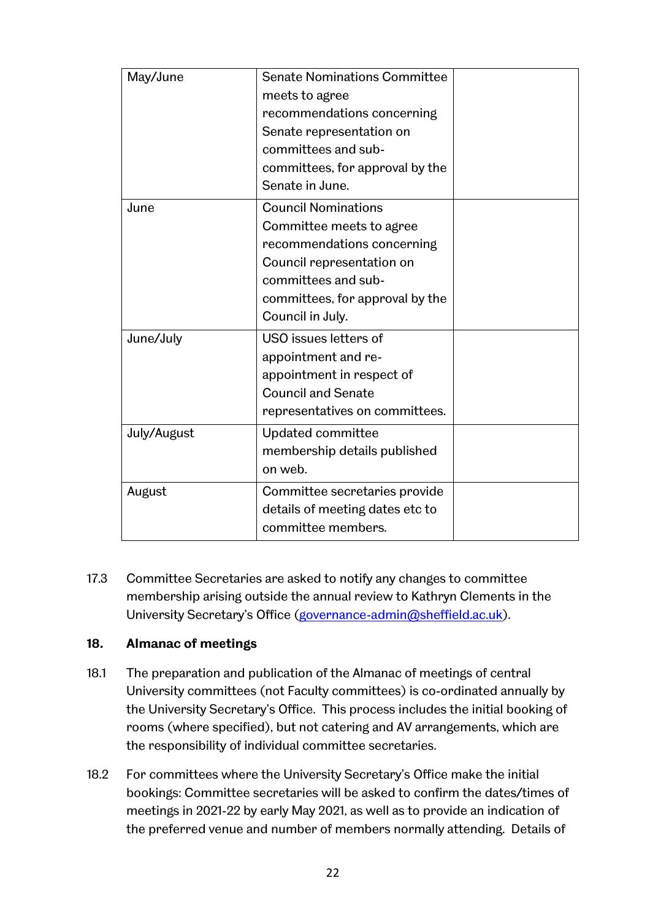| | | |
|---|---|---|
| May/June | Senate Nominations Committee meets to agree recommendations concerning Senate representation on committees and sub-committees, for approval by the Senate in June. | |
| June | Council Nominations Committee meets to agree recommendations concerning Council representation on committees and sub-committees, for approval by the Council in July. | |
| June/July | USO issues letters of appointment and re-appointment in respect of Council and Senate representatives on committees. | |
| July/August | Updated committee membership details published on web. | |
| August | Committee secretaries provide details of meeting dates etc to committee members. | |

17.3 Committee Secretaries are asked to notify any changes to committee membership arising outside the annual review to Kathryn Clements in the University Secretary's Office (governance-admin@sheffield.ac.uk).

## 18. Almanac of meetings

18.1 The preparation and publication of the Almanac of meetings of central University committees (not Faculty committees) is co-ordinated annually by the University Secretary's Office. This process includes the initial booking of rooms (where specified), but not catering and AV arrangements, which are the responsibility of individual committee secretaries.

18.2 For committees where the University Secretary's Office make the initial bookings: Committee secretaries will be asked to confirm the dates/times of meetings in 2021-22 by early May 2021, as well as to provide an indication of the preferred venue and number of members normally attending. Details of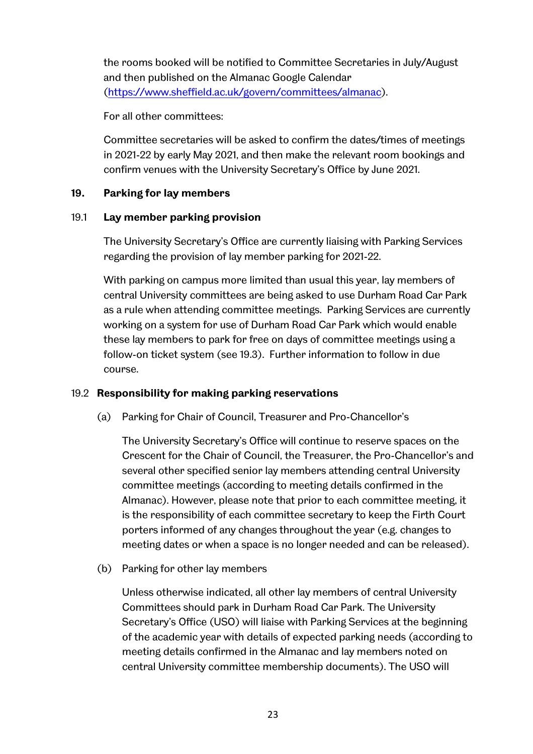the rooms booked will be notified to Committee Secretaries in July/August and then published on the Almanac Google Calendar (https://www.sheffield.ac.uk/govern/committees/almanac).

For all other committees:

Committee secretaries will be asked to confirm the dates/times of meetings in 2021-22 by early May 2021, and then make the relevant room bookings and confirm venues with the University Secretary's Office by June 2021.

## 19. Parking for lay members

### 19.1 Lay member parking provision

The University Secretary's Office are currently liaising with Parking Services regarding the provision of lay member parking for 2021-22.

With parking on campus more limited than usual this year, lay members of central University committees are being asked to use Durham Road Car Park as a rule when attending committee meetings. Parking Services are currently working on a system for use of Durham Road Car Park which would enable these lay members to park for free on days of committee meetings using a follow-on ticket system (see 19.3). Further information to follow in due course.

### 19.2 Responsibility for making parking reservations

(a) Parking for Chair of Council, Treasurer and Pro-Chancellor's

The University Secretary's Office will continue to reserve spaces on the Crescent for the Chair of Council, the Treasurer, the Pro-Chancellor's and several other specified senior lay members attending central University committee meetings (according to meeting details confirmed in the Almanac). However, please note that prior to each committee meeting, it is the responsibility of each committee secretary to keep the Firth Court porters informed of any changes throughout the year (e.g. changes to meeting dates or when a space is no longer needed and can be released).

(b) Parking for other lay members

Unless otherwise indicated, all other lay members of central University Committees should park in Durham Road Car Park. The University Secretary's Office (USO) will liaise with Parking Services at the beginning of the academic year with details of expected parking needs (according to meeting details confirmed in the Almanac and lay members noted on central University committee membership documents). The USO will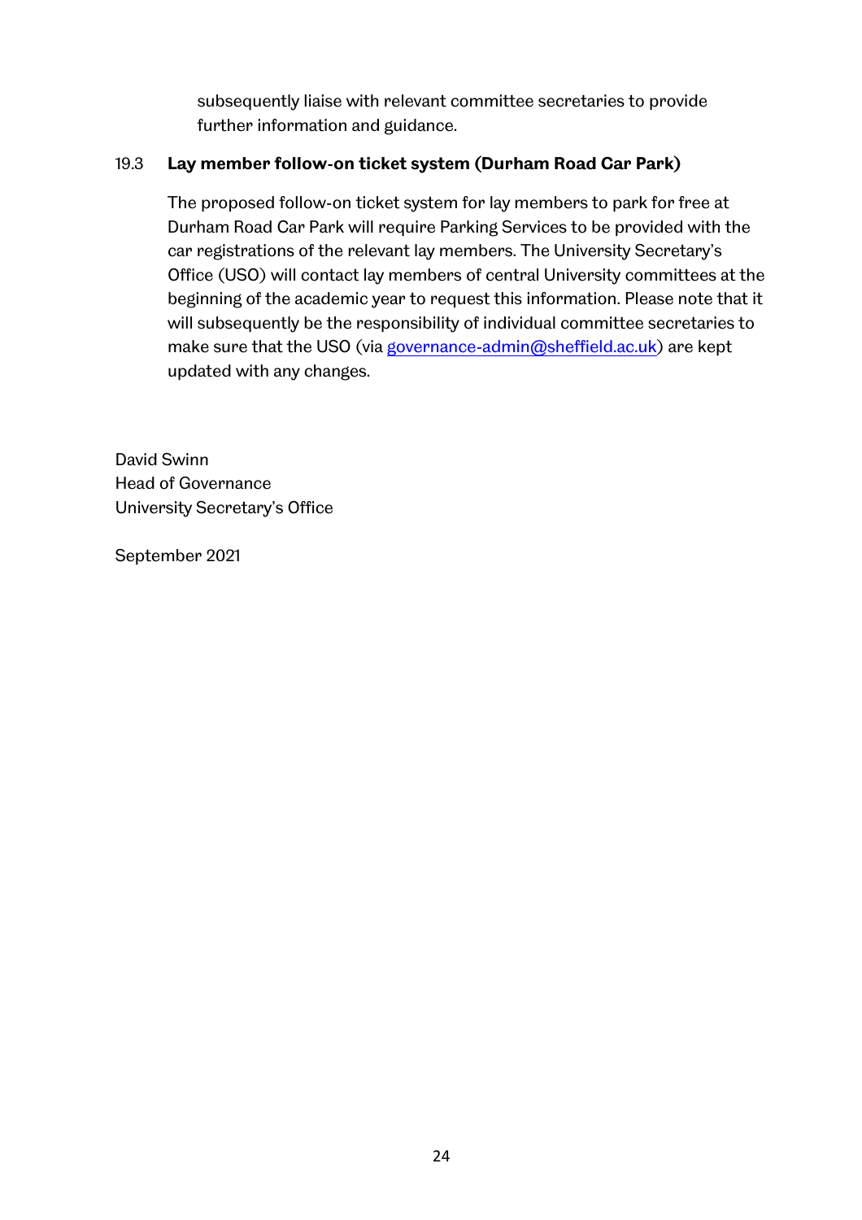subsequently liaise with relevant committee secretaries to provide further information and guidance.

### 19.3 Lay member follow-on ticket system (Durham Road Car Park)

The proposed follow-on ticket system for lay members to park for free at Durham Road Car Park will require Parking Services to be provided with the car registrations of the relevant lay members. The University Secretary's Office (USO) will contact lay members of central University committees at the beginning of the academic year to request this information. Please note that it will subsequently be the responsibility of individual committee secretaries to make sure that the USO (via governance-admin@sheffield.ac.uk) are kept updated with any changes.

David Swinn
Head of Governance
University Secretary's Office

September 2021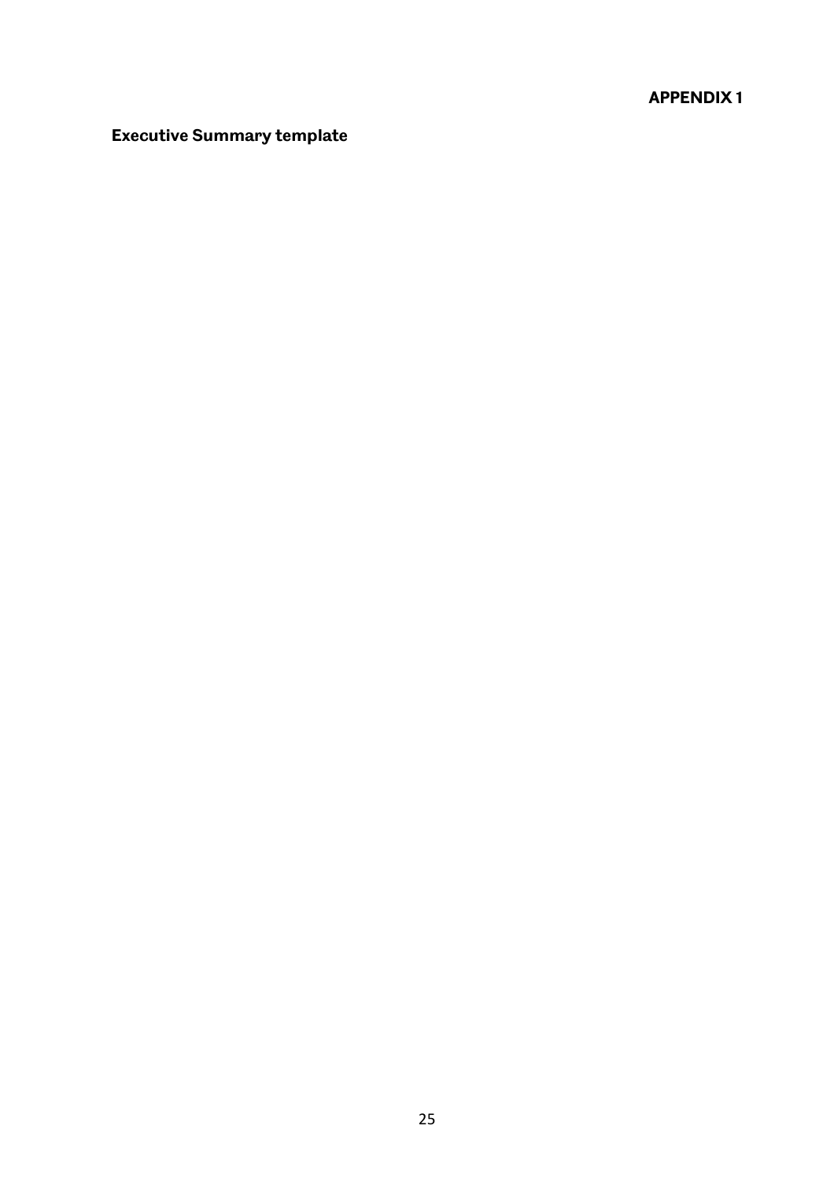**APPENDIX 1**

## Executive Summary template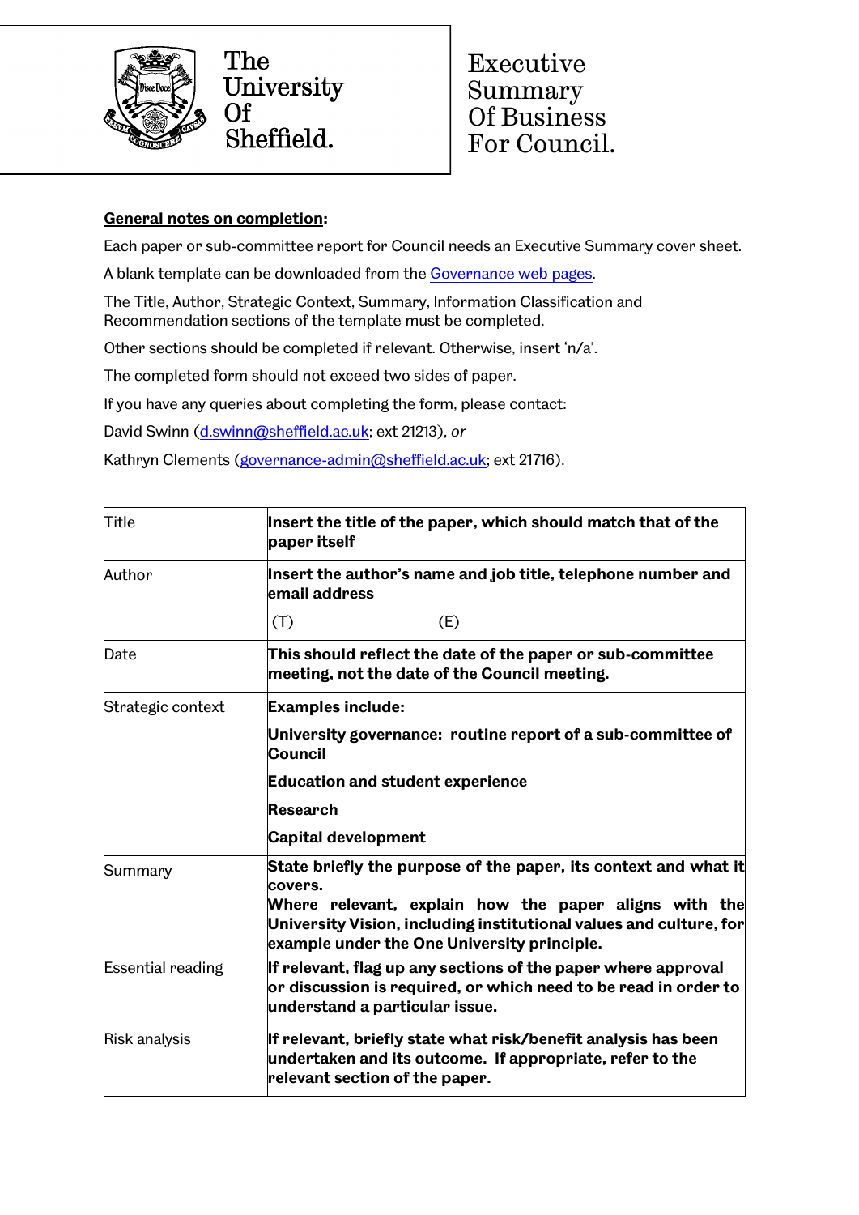The University Of Sheffield.

# Executive Summary Of Business For Council.

**General notes on completion:**

Each paper or sub-committee report for Council needs an Executive Summary cover sheet.

A blank template can be downloaded from the Governance web pages.

The Title, Author, Strategic Context, Summary, Information Classification and Recommendation sections of the template must be completed.

Other sections should be completed if relevant. Otherwise, insert 'n/a'.

The completed form should not exceed two sides of paper.

If you have any queries about completing the form, please contact:

David Swinn (d.swinn@sheffield.ac.uk; ext 21213), *or*

Kathryn Clements (governance-admin@sheffield.ac.uk; ext 21716).

| | |
|---|---|
| Title | **Insert the title of the paper, which should match that of the paper itself** |
| Author | **Insert the author's name and job title, telephone number and email address**<br>(T) (E) |
| Date | **This should reflect the date of the paper or sub-committee meeting, not the date of the Council meeting.** |
| Strategic context | **Examples include:**<br>**University governance: routine report of a sub-committee of Council**<br>**Education and student experience**<br>**Research**<br>**Capital development** |
| Summary | **State briefly the purpose of the paper, its context and what it covers.**<br>**Where relevant, explain how the paper aligns with the University Vision, including institutional values and culture, for example under the One University principle.** |
| Essential reading | **If relevant, flag up any sections of the paper where approval or discussion is required, or which need to be read in order to understand a particular issue.** |
| Risk analysis | **If relevant, briefly state what risk/benefit analysis has been undertaken and its outcome. If appropriate, refer to the relevant section of the paper.** |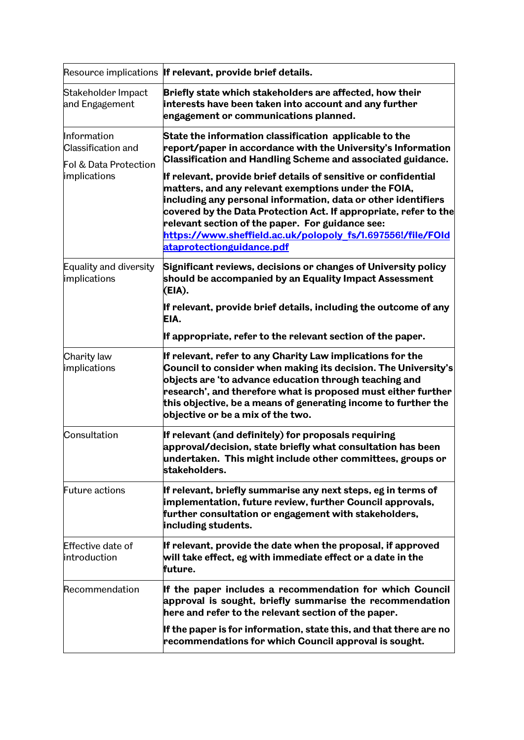| | |
|---|---|
| Resource implications | **If relevant, provide brief details.** |
| Stakeholder Impact and Engagement | **Briefly state which stakeholders are affected, how their interests have been taken into account and any further engagement or communications planned.** |
| Information Classification and FoI & Data Protection implications | **State the information classification applicable to the report/paper in accordance with the University's Information Classification and Handling Scheme and associated guidance.** **If relevant, provide brief details of sensitive or confidential matters, and any relevant exemptions under the FOIA, including any personal information, data or other identifiers covered by the Data Protection Act. If appropriate, refer to the relevant section of the paper. For guidance see: [https://www.sheffield.ac.uk/polopoly_fs/1.697556!/file/FOIdataprotectionguidance.pdf](https://www.sheffield.ac.uk/polopoly_fs/1.697556!/file/FOIdataprotectionguidance.pdf)** |
| Equality and diversity implications | **Significant reviews, decisions or changes of University policy should be accompanied by an Equality Impact Assessment (EIA).** **If relevant, provide brief details, including the outcome of any EIA.** **If appropriate, refer to the relevant section of the paper.** |
| Charity law implications | **If relevant, refer to any Charity Law implications for the Council to consider when making its decision. The University's objects are 'to advance education through teaching and research', and therefore what is proposed must either further this objective, be a means of generating income to further the objective or be a mix of the two.** |
| Consultation | **If relevant (and definitely) for proposals requiring approval/decision, state briefly what consultation has been undertaken. This might include other committees, groups or stakeholders.** |
| Future actions | **If relevant, briefly summarise any next steps, eg in terms of implementation, future review, further Council approvals, further consultation or engagement with stakeholders, including students.** |
| Effective date of introduction | **If relevant, provide the date when the proposal, if approved will take effect, eg with immediate effect or a date in the future.** |
| Recommendation | **If the paper includes a recommendation for which Council approval is sought, briefly summarise the recommendation here and refer to the relevant section of the paper.** **If the paper is for information, state this, and that there are no recommendations for which Council approval is sought.** |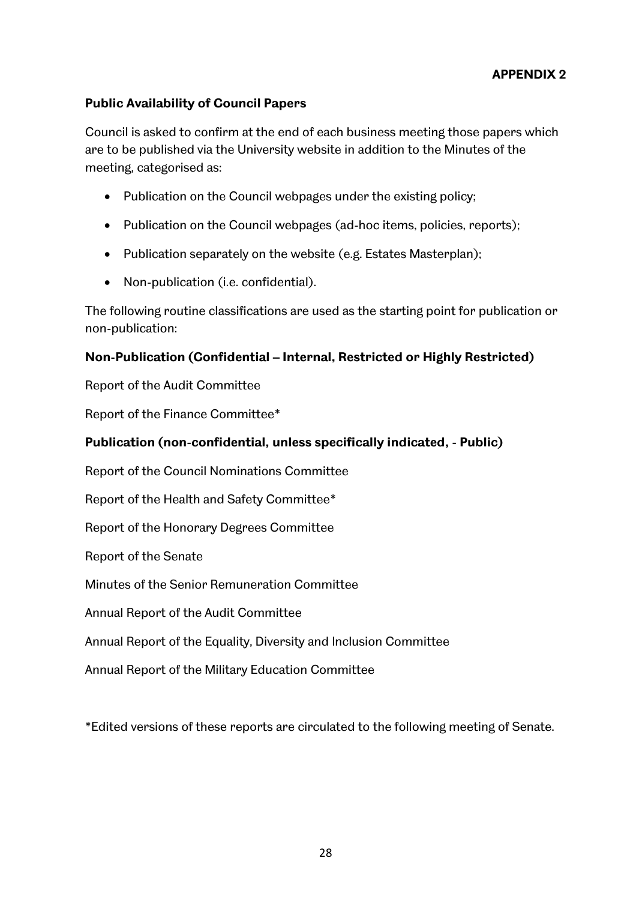**APPENDIX 2**

**Public Availability of Council Papers**

Council is asked to confirm at the end of each business meeting those papers which are to be published via the University website in addition to the Minutes of the meeting, categorised as:

- Publication on the Council webpages under the existing policy;
- Publication on the Council webpages (ad-hoc items, policies, reports);
- Publication separately on the website (e.g. Estates Masterplan);
- Non-publication (i.e. confidential).

The following routine classifications are used as the starting point for publication or non-publication:

**Non-Publication (Confidential – Internal, Restricted or Highly Restricted)**

Report of the Audit Committee

Report of the Finance Committee*

**Publication (non-confidential, unless specifically indicated, - Public)**

Report of the Council Nominations Committee

Report of the Health and Safety Committee*

Report of the Honorary Degrees Committee

Report of the Senate

Minutes of the Senior Remuneration Committee

Annual Report of the Audit Committee

Annual Report of the Equality, Diversity and Inclusion Committee

Annual Report of the Military Education Committee

*Edited versions of these reports are circulated to the following meeting of Senate.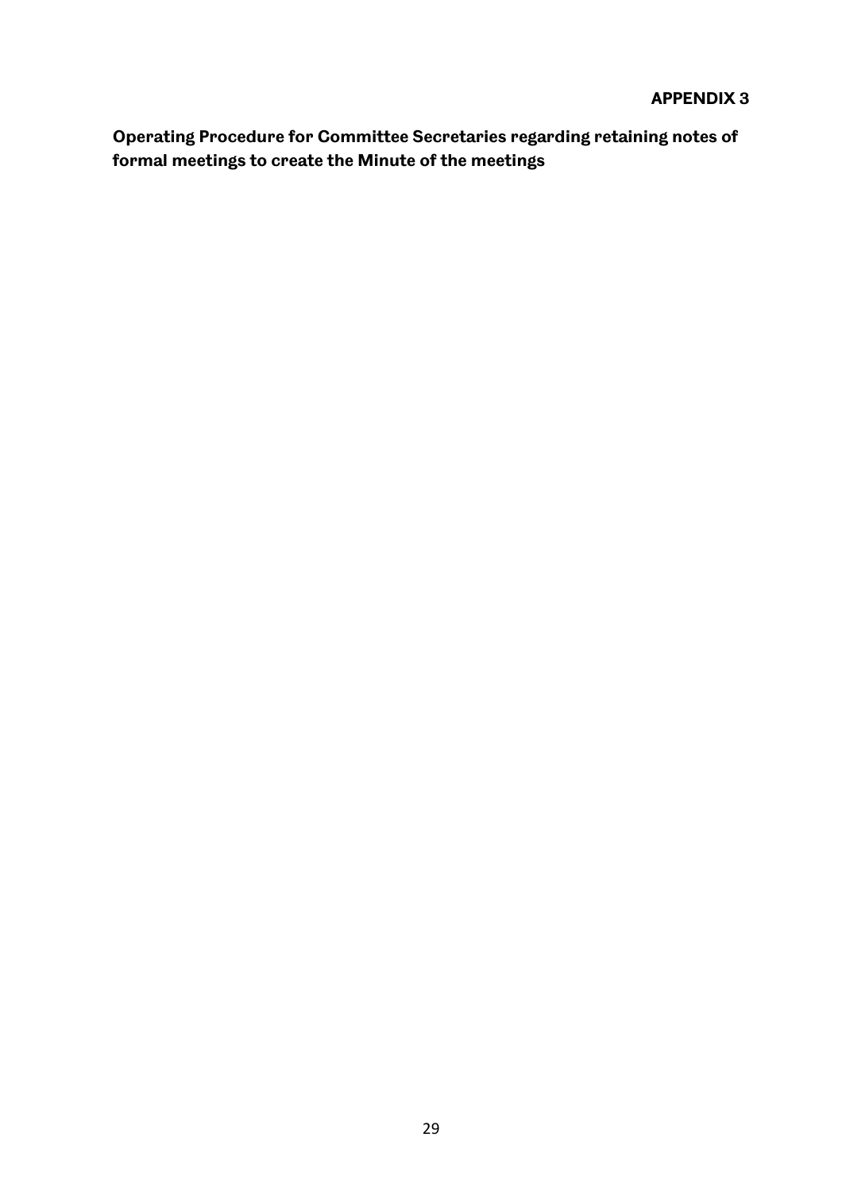**APPENDIX 3**

**Operating Procedure for Committee Secretaries regarding retaining notes of formal meetings to create the Minute of the meetings**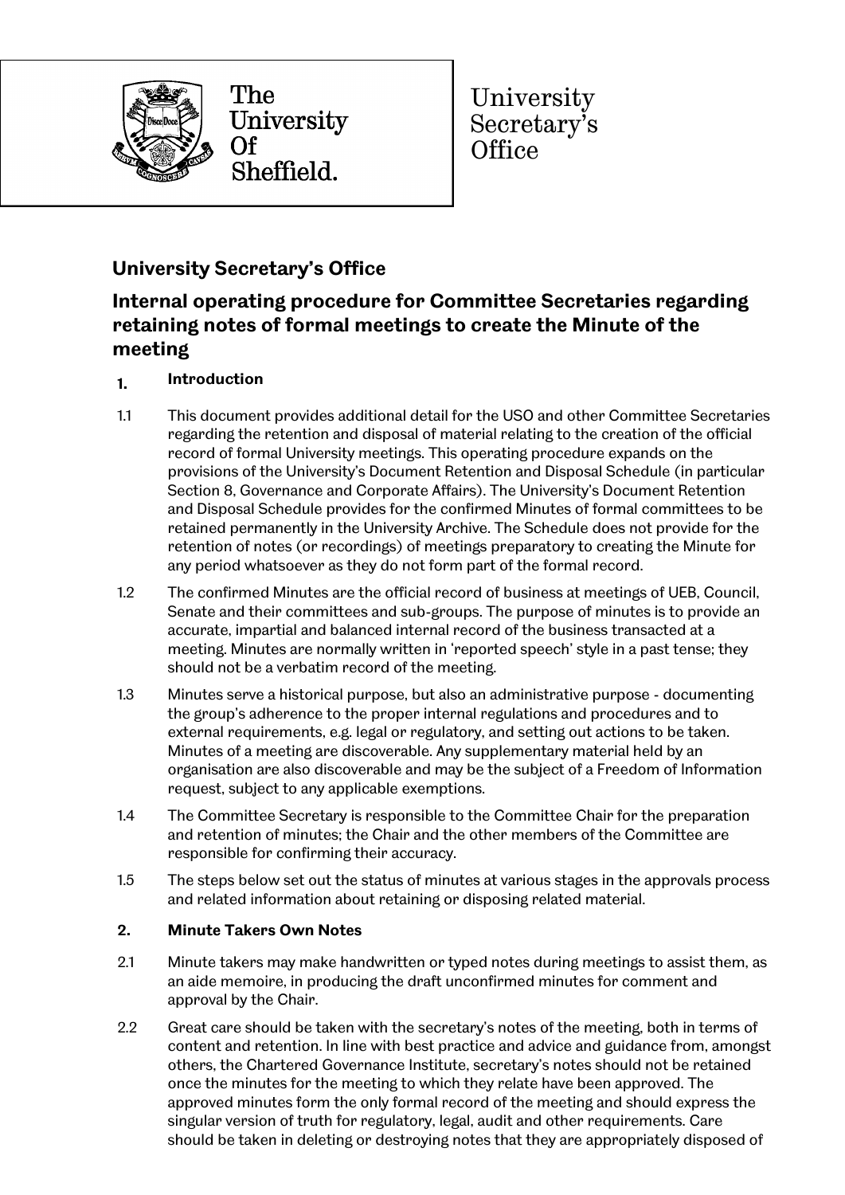The University Of Sheffield.

University Secretary's Office

## University Secretary's Office

## Internal operating procedure for Committee Secretaries regarding retaining notes of formal meetings to create the Minute of the meeting

**1. Introduction**

1.1 This document provides additional detail for the USO and other Committee Secretaries regarding the retention and disposal of material relating to the creation of the official record of formal University meetings. This operating procedure expands on the provisions of the University's Document Retention and Disposal Schedule (in particular Section 8, Governance and Corporate Affairs). The University's Document Retention and Disposal Schedule provides for the confirmed Minutes of formal committees to be retained permanently in the University Archive. The Schedule does not provide for the retention of notes (or recordings) of meetings preparatory to creating the Minute for any period whatsoever as they do not form part of the formal record.

1.2 The confirmed Minutes are the official record of business at meetings of UEB, Council, Senate and their committees and sub-groups. The purpose of minutes is to provide an accurate, impartial and balanced internal record of the business transacted at a meeting. Minutes are normally written in 'reported speech' style in a past tense; they should not be a verbatim record of the meeting.

1.3 Minutes serve a historical purpose, but also an administrative purpose - documenting the group's adherence to the proper internal regulations and procedures and to external requirements, e.g. legal or regulatory, and setting out actions to be taken. Minutes of a meeting are discoverable. Any supplementary material held by an organisation are also discoverable and may be the subject of a Freedom of Information request, subject to any applicable exemptions.

1.4 The Committee Secretary is responsible to the Committee Chair for the preparation and retention of minutes; the Chair and the other members of the Committee are responsible for confirming their accuracy.

1.5 The steps below set out the status of minutes at various stages in the approvals process and related information about retaining or disposing related material.

**2. Minute Takers Own Notes**

2.1 Minute takers may make handwritten or typed notes during meetings to assist them, as an aide memoire, in producing the draft unconfirmed minutes for comment and approval by the Chair.

2.2 Great care should be taken with the secretary's notes of the meeting, both in terms of content and retention. In line with best practice and advice and guidance from, amongst others, the Chartered Governance Institute, secretary's notes should not be retained once the minutes for the meeting to which they relate have been approved. The approved minutes form the only formal record of the meeting and should express the singular version of truth for regulatory, legal, audit and other requirements. Care should be taken in deleting or destroying notes that they are appropriately disposed of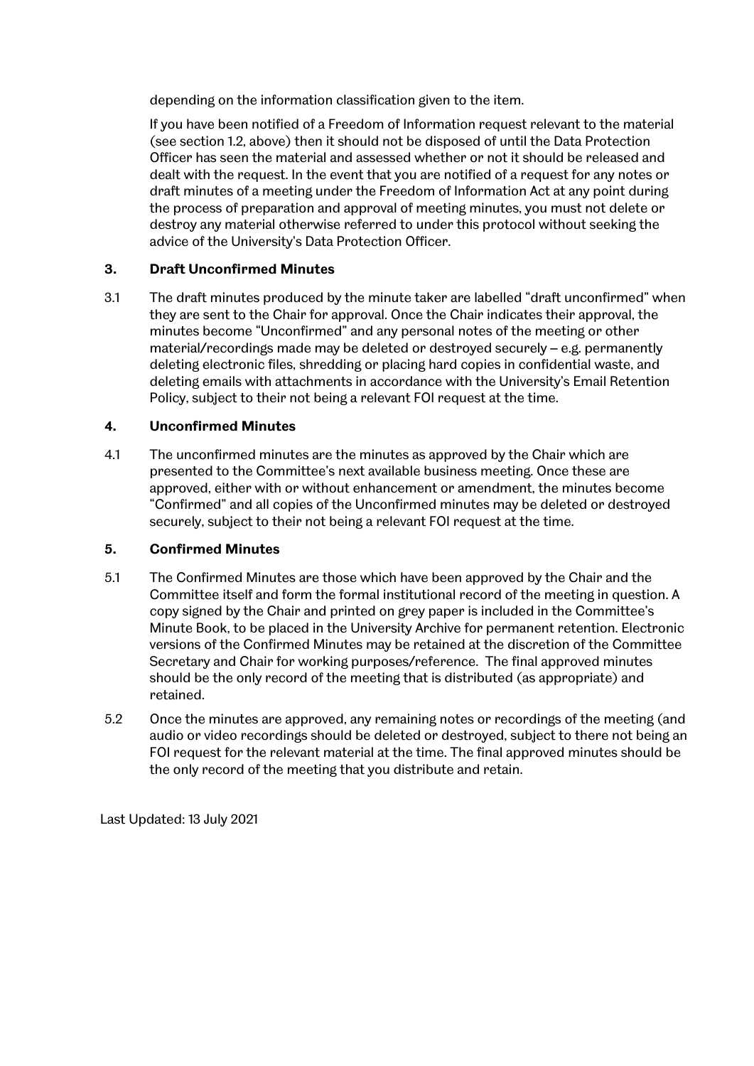depending on the information classification given to the item.

If you have been notified of a Freedom of Information request relevant to the material (see section 1.2, above) then it should not be disposed of until the Data Protection Officer has seen the material and assessed whether or not it should be released and dealt with the request. In the event that you are notified of a request for any notes or draft minutes of a meeting under the Freedom of Information Act at any point during the process of preparation and approval of meeting minutes, you must not delete or destroy any material otherwise referred to under this protocol without seeking the advice of the University's Data Protection Officer.

## 3. Draft Unconfirmed Minutes

3.1 The draft minutes produced by the minute taker are labelled "draft unconfirmed" when they are sent to the Chair for approval. Once the Chair indicates their approval, the minutes become "Unconfirmed" and any personal notes of the meeting or other material/recordings made may be deleted or destroyed securely – e.g. permanently deleting electronic files, shredding or placing hard copies in confidential waste, and deleting emails with attachments in accordance with the University's Email Retention Policy, subject to their not being a relevant FOI request at the time.

## 4. Unconfirmed Minutes

4.1 The unconfirmed minutes are the minutes as approved by the Chair which are presented to the Committee's next available business meeting. Once these are approved, either with or without enhancement or amendment, the minutes become "Confirmed" and all copies of the Unconfirmed minutes may be deleted or destroyed securely, subject to their not being a relevant FOI request at the time.

## 5. Confirmed Minutes

5.1 The Confirmed Minutes are those which have been approved by the Chair and the Committee itself and form the formal institutional record of the meeting in question. A copy signed by the Chair and printed on grey paper is included in the Committee's Minute Book, to be placed in the University Archive for permanent retention. Electronic versions of the Confirmed Minutes may be retained at the discretion of the Committee Secretary and Chair for working purposes/reference. The final approved minutes should be the only record of the meeting that is distributed (as appropriate) and retained.

5.2 Once the minutes are approved, any remaining notes or recordings of the meeting (and audio or video recordings should be deleted or destroyed, subject to there not being an FOI request for the relevant material at the time. The final approved minutes should be the only record of the meeting that you distribute and retain.

Last Updated: 13 July 2021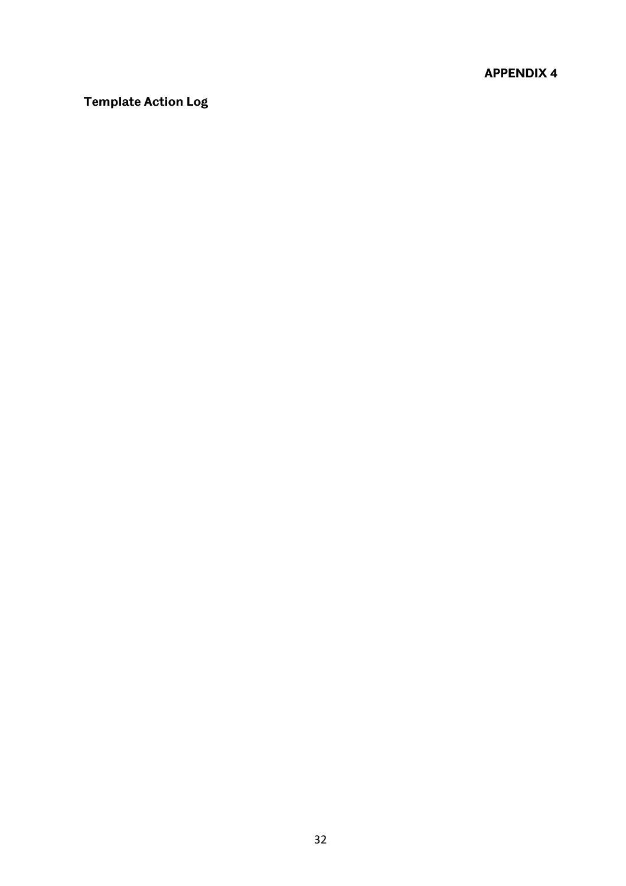**APPENDIX 4**

## Template Action Log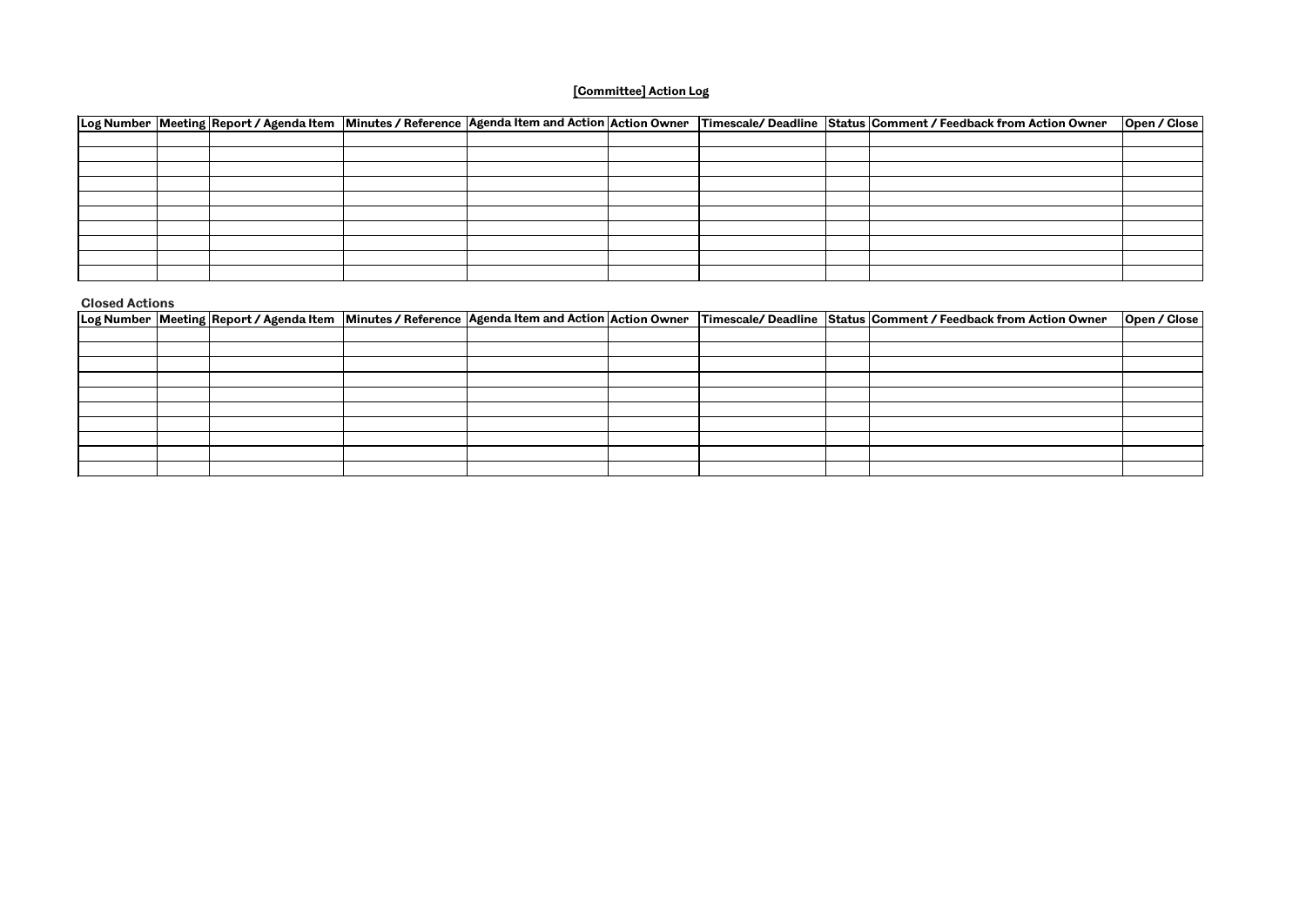**[Committee] Action Log**

| Log Number | Meeting | Report / Agenda Item | Minutes / Reference | Agenda Item and Action | Action Owner | Timescale/ Deadline | Status | Comment / Feedback from Action Owner | Open / Close |
|---|---|---|---|---|---|---|---|---|---|
| | | | | | | | | | |
| | | | | | | | | | |
| | | | | | | | | | |
| | | | | | | | | | |
| | | | | | | | | | |
| | | | | | | | | | |
| | | | | | | | | | |
| | | | | | | | | | |
| | | | | | | | | | |
| | | | | | | | | | |

**Closed Actions**

| Log Number | Meeting | Report / Agenda Item | Minutes / Reference | Agenda Item and Action | Action Owner | Timescale/ Deadline | Status | Comment / Feedback from Action Owner | Open / Close |
|---|---|---|---|---|---|---|---|---|---|
| | | | | | | | | | |
| | | | | | | | | | |
| | | | | | | | | | |
| | | | | | | | | | |
| | | | | | | | | | |
| | | | | | | | | | |
| | | | | | | | | | |
| | | | | | | | | | |
| | | | | | | | | | |
| | | | | | | | | | |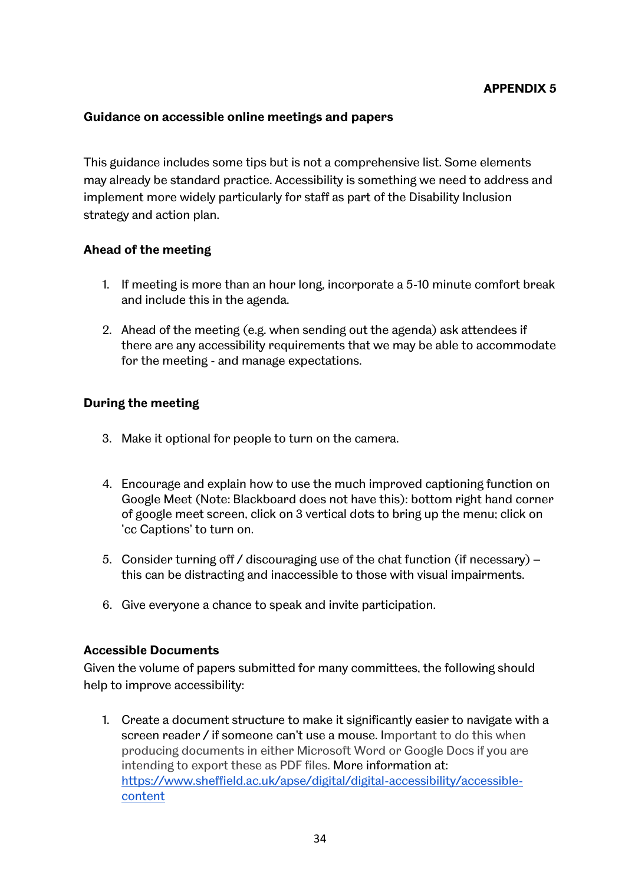**APPENDIX 5**

**Guidance on accessible online meetings and papers**

This guidance includes some tips but is not a comprehensive list. Some elements may already be standard practice. Accessibility is something we need to address and implement more widely particularly for staff as part of the Disability Inclusion strategy and action plan.

**Ahead of the meeting**

1. If meeting is more than an hour long, incorporate a 5-10 minute comfort break and include this in the agenda.

2. Ahead of the meeting (e.g. when sending out the agenda) ask attendees if there are any accessibility requirements that we may be able to accommodate for the meeting - and manage expectations.

**During the meeting**

3. Make it optional for people to turn on the camera.

4. Encourage and explain how to use the much improved captioning function on Google Meet (Note: Blackboard does not have this): bottom right hand corner of google meet screen, click on 3 vertical dots to bring up the menu; click on 'cc Captions' to turn on.

5. Consider turning off / discouraging use of the chat function (if necessary) – this can be distracting and inaccessible to those with visual impairments.

6. Give everyone a chance to speak and invite participation.

**Accessible Documents**

Given the volume of papers submitted for many committees, the following should help to improve accessibility:

1. Create a document structure to make it significantly easier to navigate with a screen reader / if someone can't use a mouse. Important to do this when producing documents in either Microsoft Word or Google Docs if you are intending to export these as PDF files. More information at: [https://www.sheffield.ac.uk/apse/digital/digital-accessibility/accessible-content](https://www.sheffield.ac.uk/apse/digital/digital-accessibility/accessible-content)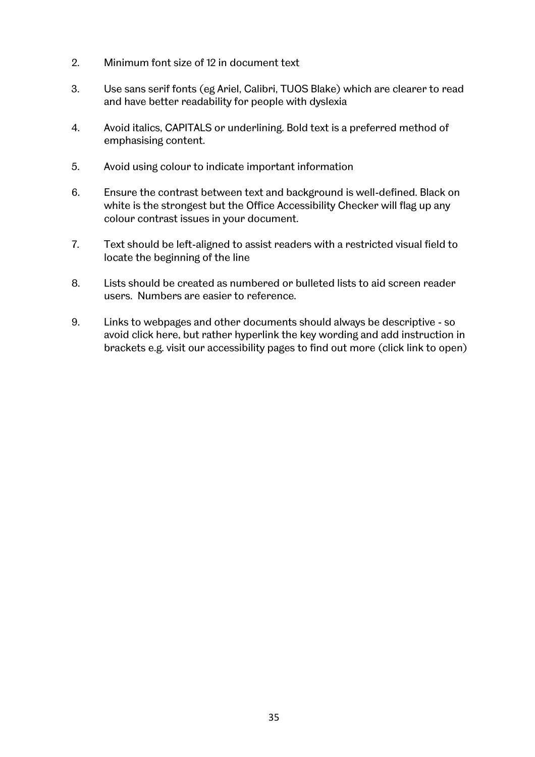2. Minimum font size of 12 in document text

3. Use sans serif fonts (eg Ariel, Calibri, TUOS Blake) which are clearer to read and have better readability for people with dyslexia

4. Avoid italics, CAPITALS or underlining. Bold text is a preferred method of emphasising content.

5. Avoid using colour to indicate important information

6. Ensure the contrast between text and background is well-defined. Black on white is the strongest but the Office Accessibility Checker will flag up any colour contrast issues in your document.

7. Text should be left-aligned to assist readers with a restricted visual field to locate the beginning of the line

8. Lists should be created as numbered or bulleted lists to aid screen reader users. Numbers are easier to reference.

9. Links to webpages and other documents should always be descriptive - so avoid click here, but rather hyperlink the key wording and add instruction in brackets e.g. visit our accessibility pages to find out more (click link to open)